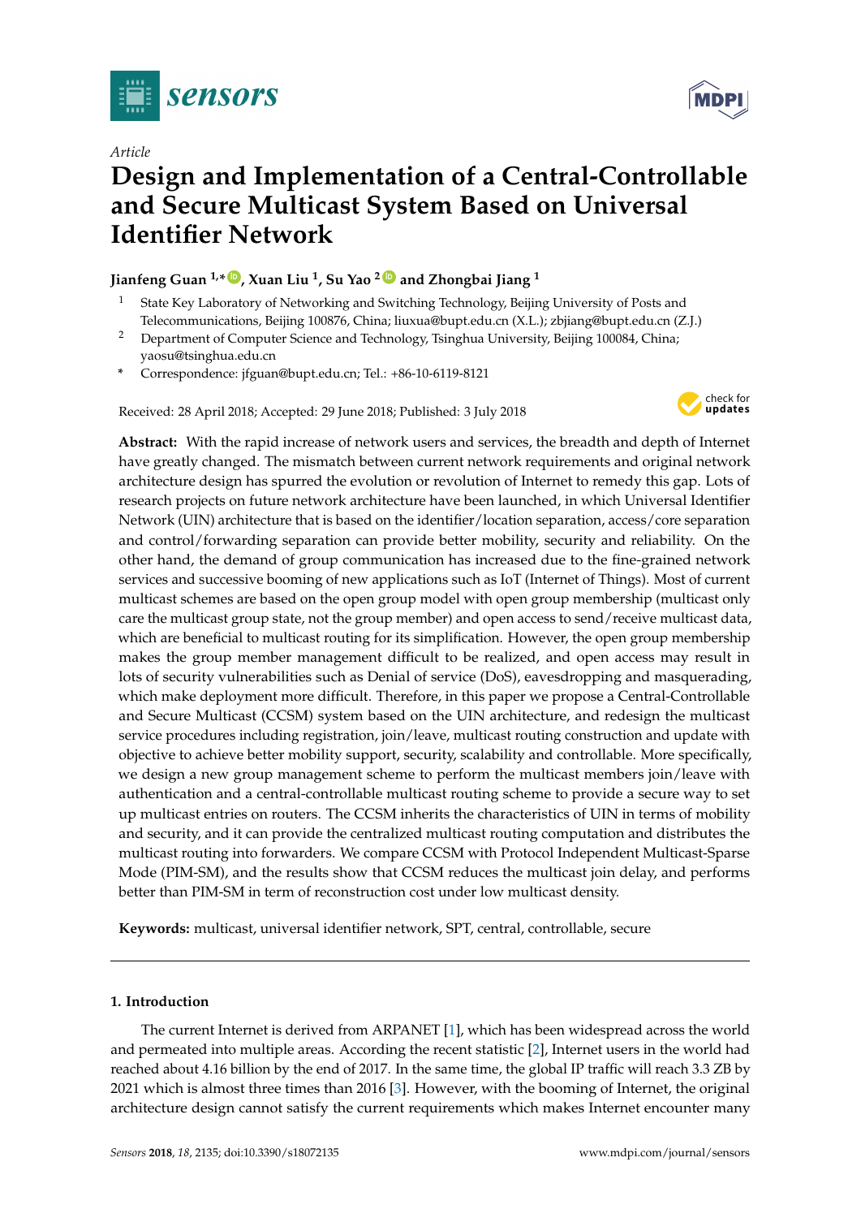*Article*

# Design and Implementation of a Central-Controllable and Secure Multicast System Based on Universal Identifier Network

**Jianfeng Guan [1,*], Xuan Liu [1], Su Yao [2] and Zhongbai Jiang [1]**

[1] State Key Laboratory of Networking and Switching Technology, Beijing University of Posts and Telecommunications, Beijing 100876, China; liuxua@bupt.edu.cn (X.L.); zbjiang@bupt.edu.cn (Z.J.)

[2] Department of Computer Science and Technology, Tsinghua University, Beijing 100084, China; yaosu@tsinghua.edu.cn

\* Correspondence: jfguan@bupt.edu.cn; Tel.: +86-10-6119-8121

Received: 28 April 2018; Accepted: 29 June 2018; Published: 3 July 2018

**Abstract:** With the rapid increase of network users and services, the breadth and depth of Internet have greatly changed. The mismatch between current network requirements and original network architecture design has spurred the evolution or revolution of Internet to remedy this gap. Lots of research projects on future network architecture have been launched, in which Universal Identifier Network (UIN) architecture that is based on the identifier/location separation, access/core separation and control/forwarding separation can provide better mobility, security and reliability. On the other hand, the demand of group communication has increased due to the fine-grained network services and successive booming of new applications such as IoT (Internet of Things). Most of current multicast schemes are based on the open group model with open group membership (multicast only care the multicast group state, not the group member) and open access to send/receive multicast data, which are beneficial to multicast routing for its simplification. However, the open group membership makes the group member management difficult to be realized, and open access may result in lots of security vulnerabilities such as Denial of service (DoS), eavesdropping and masquerading, which make deployment more difficult. Therefore, in this paper we propose a Central-Controllable and Secure Multicast (CCSM) system based on the UIN architecture, and redesign the multicast service procedures including registration, join/leave, multicast routing construction and update with objective to achieve better mobility support, security, scalability and controllable. More specifically, we design a new group management scheme to perform the multicast members join/leave with authentication and a central-controllable multicast routing scheme to provide a secure way to set up multicast entries on routers. The CCSM inherits the characteristics of UIN in terms of mobility and security, and it can provide the centralized multicast routing computation and distributes the multicast routing into forwarders. We compare CCSM with Protocol Independent Multicast-Sparse Mode (PIM-SM), and the results show that CCSM reduces the multicast join delay, and performs better than PIM-SM in term of reconstruction cost under low multicast density.

**Keywords:** multicast, universal identifier network, SPT, central, controllable, secure

## 1. Introduction

The current Internet is derived from ARPANET [1], which has been widespread across the world and permeated into multiple areas. According the recent statistic [2], Internet users in the world had reached about 4.16 billion by the end of 2017. In the same time, the global IP traffic will reach 3.3 ZB by 2021 which is almost three times than 2016 [3]. However, with the booming of Internet, the original architecture design cannot satisfy the current requirements which makes Internet encounter many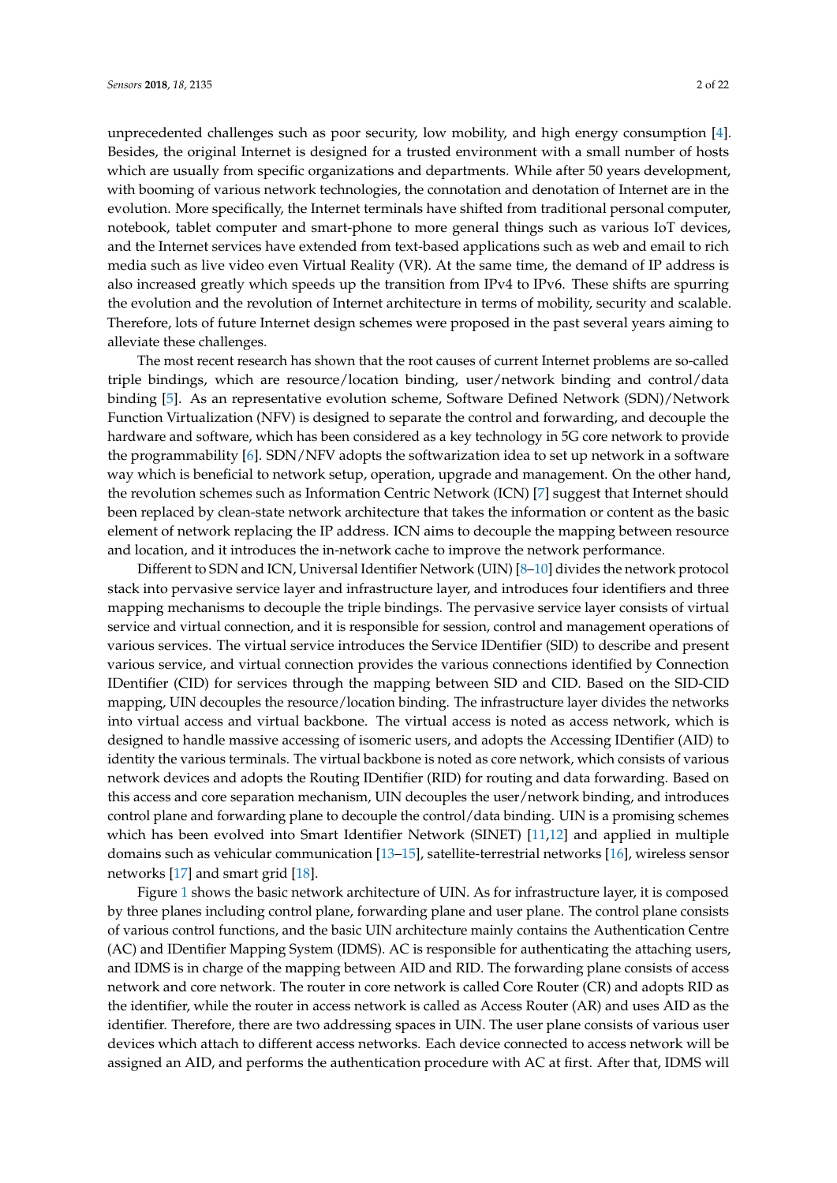unprecedented challenges such as poor security, low mobility, and high energy consumption [4]. Besides, the original Internet is designed for a trusted environment with a small number of hosts which are usually from specific organizations and departments. While after 50 years development, with booming of various network technologies, the connotation and denotation of Internet are in the evolution. More specifically, the Internet terminals have shifted from traditional personal computer, notebook, tablet computer and smart-phone to more general things such as various IoT devices, and the Internet services have extended from text-based applications such as web and email to rich media such as live video even Virtual Reality (VR). At the same time, the demand of IP address is also increased greatly which speeds up the transition from IPv4 to IPv6. These shifts are spurring the evolution and the revolution of Internet architecture in terms of mobility, security and scalable. Therefore, lots of future Internet design schemes were proposed in the past several years aiming to alleviate these challenges.

The most recent research has shown that the root causes of current Internet problems are so-called triple bindings, which are resource/location binding, user/network binding and control/data binding [5]. As an representative evolution scheme, Software Defined Network (SDN)/Network Function Virtualization (NFV) is designed to separate the control and forwarding, and decouple the hardware and software, which has been considered as a key technology in 5G core network to provide the programmability [6]. SDN/NFV adopts the softwarization idea to set up network in a software way which is beneficial to network setup, operation, upgrade and management. On the other hand, the revolution schemes such as Information Centric Network (ICN) [7] suggest that Internet should been replaced by clean-state network architecture that takes the information or content as the basic element of network replacing the IP address. ICN aims to decouple the mapping between resource and location, and it introduces the in-network cache to improve the network performance.

Different to SDN and ICN, Universal Identifier Network (UIN) [8–10] divides the network protocol stack into pervasive service layer and infrastructure layer, and introduces four identifiers and three mapping mechanisms to decouple the triple bindings. The pervasive service layer consists of virtual service and virtual connection, and it is responsible for session, control and management operations of various services. The virtual service introduces the Service IDentifier (SID) to describe and present various service, and virtual connection provides the various connections identified by Connection IDentifier (CID) for services through the mapping between SID and CID. Based on the SID-CID mapping, UIN decouples the resource/location binding. The infrastructure layer divides the networks into virtual access and virtual backbone. The virtual access is noted as access network, which is designed to handle massive accessing of isomeric users, and adopts the Accessing IDentifier (AID) to identity the various terminals. The virtual backbone is noted as core network, which consists of various network devices and adopts the Routing IDentifier (RID) for routing and data forwarding. Based on this access and core separation mechanism, UIN decouples the user/network binding, and introduces control plane and forwarding plane to decouple the control/data binding. UIN is a promising schemes which has been evolved into Smart Identifier Network (SINET) [11,12] and applied in multiple domains such as vehicular communication [13–15], satellite-terrestrial networks [16], wireless sensor networks [17] and smart grid [18].

Figure 1 shows the basic network architecture of UIN. As for infrastructure layer, it is composed by three planes including control plane, forwarding plane and user plane. The control plane consists of various control functions, and the basic UIN architecture mainly contains the Authentication Centre (AC) and IDentifier Mapping System (IDMS). AC is responsible for authenticating the attaching users, and IDMS is in charge of the mapping between AID and RID. The forwarding plane consists of access network and core network. The router in core network is called Core Router (CR) and adopts RID as the identifier, while the router in access network is called as Access Router (AR) and uses AID as the identifier. Therefore, there are two addressing spaces in UIN. The user plane consists of various user devices which attach to different access networks. Each device connected to access network will be assigned an AID, and performs the authentication procedure with AC at first. After that, IDMS will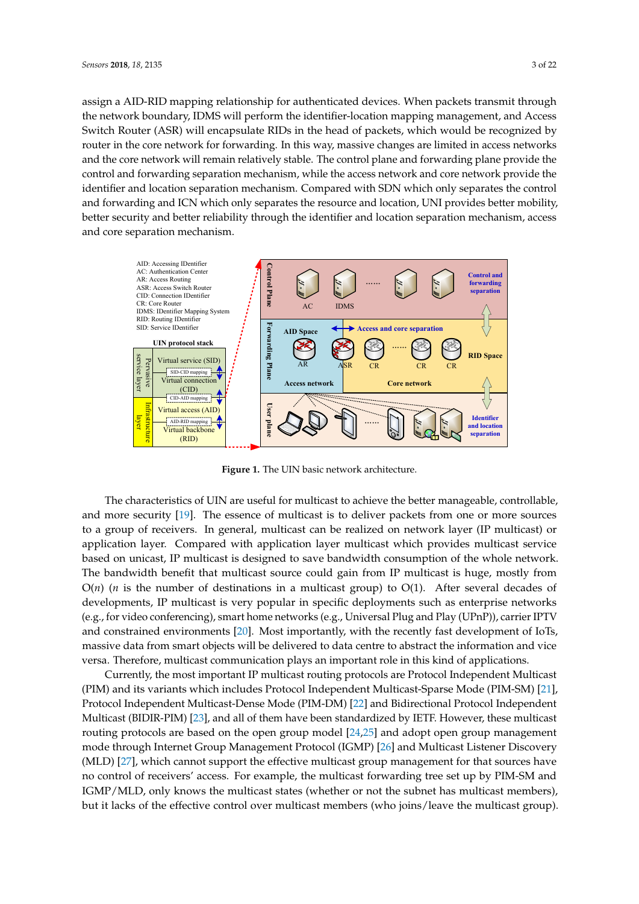assign a AID-RID mapping relationship for authenticated devices. When packets transmit through the network boundary, IDMS will perform the identifier-location mapping management, and Access Switch Router (ASR) will encapsulate RIDs in the head of packets, which would be recognized by router in the core network for forwarding. In this way, massive changes are limited in access networks and the core network will remain relatively stable. The control plane and forwarding plane provide the control and forwarding separation mechanism, while the access network and core network provide the identifier and location separation mechanism. Compared with SDN which only separates the control and forwarding and ICN which only separates the resource and location, UNI provides better mobility, better security and better reliability through the identifier and location separation mechanism, access and core separation mechanism.

**Figure 1.** The UIN basic network architecture.

The characteristics of UIN are useful for multicast to achieve the better manageable, controllable, and more security [19]. The essence of multicast is to deliver packets from one or more sources to a group of receivers. In general, multicast can be realized on network layer (IP multicast) or application layer. Compared with application layer multicast which provides multicast service based on unicast, IP multicast is designed to save bandwidth consumption of the whole network. The bandwidth benefit that multicast source could gain from IP multicast is huge, mostly from $O(n)$ ($n$ is the number of destinations in a multicast group) to $O(1)$. After several decades of developments, IP multicast is very popular in specific deployments such as enterprise networks (e.g., for video conferencing), smart home networks (e.g., Universal Plug and Play (UPnP)), carrier IPTV and constrained environments [20]. Most importantly, with the recently fast development of IoTs, massive data from smart objects will be delivered to data centre to abstract the information and vice versa. Therefore, multicast communication plays an important role in this kind of applications.

Currently, the most important IP multicast routing protocols are Protocol Independent Multicast (PIM) and its variants which includes Protocol Independent Multicast-Sparse Mode (PIM-SM) [21], Protocol Independent Multicast-Dense Mode (PIM-DM) [22] and Bidirectional Protocol Independent Multicast (BIDIR-PIM) [23], and all of them have been standardized by IETF. However, these multicast routing protocols are based on the open group model [24,25] and adopt open group management mode through Internet Group Management Protocol (IGMP) [26] and Multicast Listener Discovery (MLD) [27], which cannot support the effective multicast group management for that sources have no control of receivers' access. For example, the multicast forwarding tree set up by PIM-SM and IGMP/MLD, only knows the multicast states (whether or not the subnet has multicast members), but it lacks of the effective control over multicast members (who joins/leave the multicast group).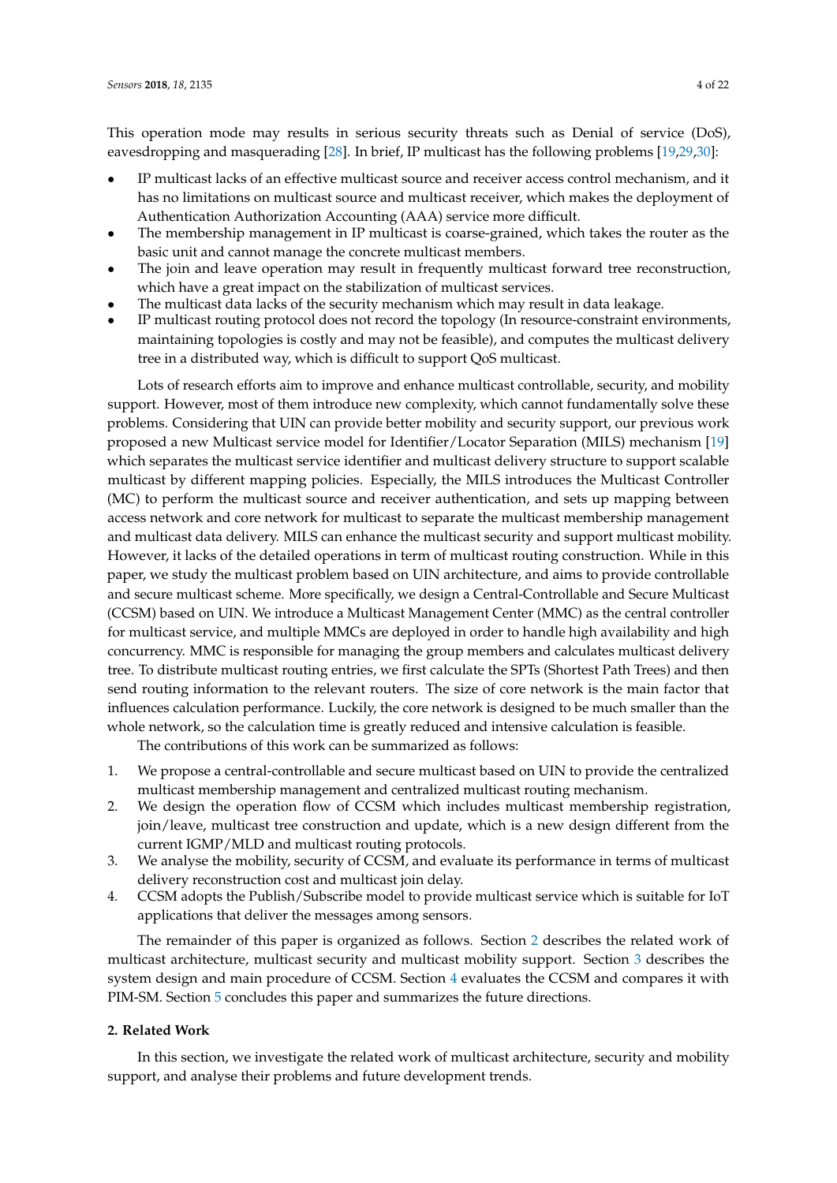This operation mode may results in serious security threats such as Denial of service (DoS), eavesdropping and masquerading [28]. In brief, IP multicast has the following problems [19,29,30]:

- IP multicast lacks of an effective multicast source and receiver access control mechanism, and it has no limitations on multicast source and multicast receiver, which makes the deployment of Authentication Authorization Accounting (AAA) service more difficult.
- The membership management in IP multicast is coarse-grained, which takes the router as the basic unit and cannot manage the concrete multicast members.
- The join and leave operation may result in frequently multicast forward tree reconstruction, which have a great impact on the stabilization of multicast services.
- The multicast data lacks of the security mechanism which may result in data leakage.
- IP multicast routing protocol does not record the topology (In resource-constraint environments, maintaining topologies is costly and may not be feasible), and computes the multicast delivery tree in a distributed way, which is difficult to support QoS multicast.

Lots of research efforts aim to improve and enhance multicast controllable, security, and mobility support. However, most of them introduce new complexity, which cannot fundamentally solve these problems. Considering that UIN can provide better mobility and security support, our previous work proposed a new Multicast service model for Identifier/Locator Separation (MILS) mechanism [19] which separates the multicast service identifier and multicast delivery structure to support scalable multicast by different mapping policies. Especially, the MILS introduces the Multicast Controller (MC) to perform the multicast source and receiver authentication, and sets up mapping between access network and core network for multicast to separate the multicast membership management and multicast data delivery. MILS can enhance the multicast security and support multicast mobility. However, it lacks of the detailed operations in term of multicast routing construction. While in this paper, we study the multicast problem based on UIN architecture, and aims to provide controllable and secure multicast scheme. More specifically, we design a Central-Controllable and Secure Multicast (CCSM) based on UIN. We introduce a Multicast Management Center (MMC) as the central controller for multicast service, and multiple MMCs are deployed in order to handle high availability and high concurrency. MMC is responsible for managing the group members and calculates multicast delivery tree. To distribute multicast routing entries, we first calculate the SPTs (Shortest Path Trees) and then send routing information to the relevant routers. The size of core network is the main factor that influences calculation performance. Luckily, the core network is designed to be much smaller than the whole network, so the calculation time is greatly reduced and intensive calculation is feasible.

The contributions of this work can be summarized as follows:

1. We propose a central-controllable and secure multicast based on UIN to provide the centralized multicast membership management and centralized multicast routing mechanism.
2. We design the operation flow of CCSM which includes multicast membership registration, join/leave, multicast tree construction and update, which is a new design different from the current IGMP/MLD and multicast routing protocols.
3. We analyse the mobility, security of CCSM, and evaluate its performance in terms of multicast delivery reconstruction cost and multicast join delay.
4. CCSM adopts the Publish/Subscribe model to provide multicast service which is suitable for IoT applications that deliver the messages among sensors.

The remainder of this paper is organized as follows. Section 2 describes the related work of multicast architecture, multicast security and multicast mobility support. Section 3 describes the system design and main procedure of CCSM. Section 4 evaluates the CCSM and compares it with PIM-SM. Section 5 concludes this paper and summarizes the future directions.

## 2. Related Work

In this section, we investigate the related work of multicast architecture, security and mobility support, and analyse their problems and future development trends.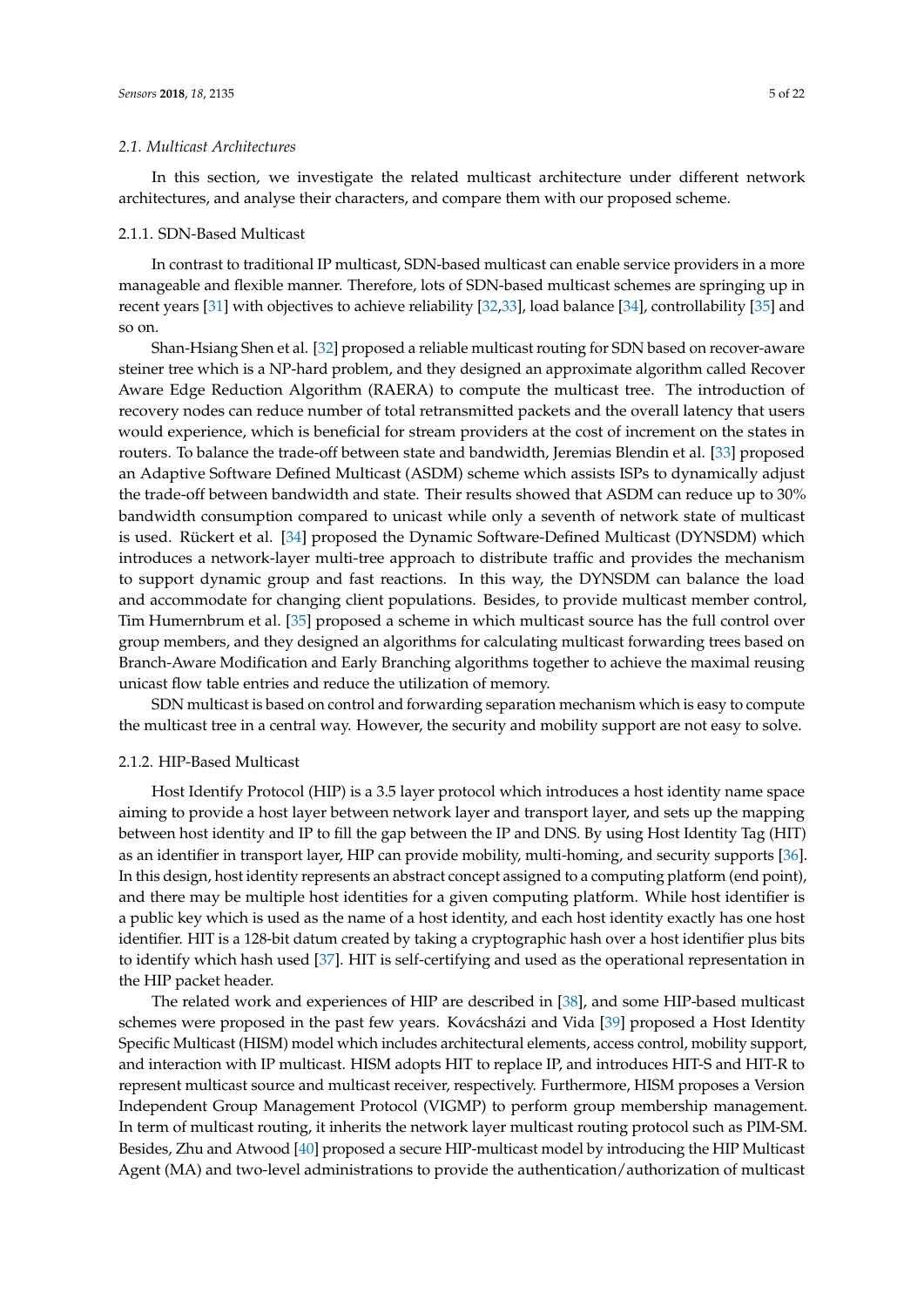### 2.1. Multicast Architectures

In this section, we investigate the related multicast architecture under different network architectures, and analyse their characters, and compare them with our proposed scheme.

#### 2.1.1. SDN-Based Multicast

In contrast to traditional IP multicast, SDN-based multicast can enable service providers in a more manageable and flexible manner. Therefore, lots of SDN-based multicast schemes are springing up in recent years [31] with objectives to achieve reliability [32,33], load balance [34], controllability [35] and so on.

Shan-Hsiang Shen et al. [32] proposed a reliable multicast routing for SDN based on recover-aware steiner tree which is a NP-hard problem, and they designed an approximate algorithm called Recover Aware Edge Reduction Algorithm (RAERA) to compute the multicast tree. The introduction of recovery nodes can reduce number of total retransmitted packets and the overall latency that users would experience, which is beneficial for stream providers at the cost of increment on the states in routers. To balance the trade-off between state and bandwidth, Jeremias Blendin et al. [33] proposed an Adaptive Software Defined Multicast (ASDM) scheme which assists ISPs to dynamically adjust the trade-off between bandwidth and state. Their results showed that ASDM can reduce up to 30% bandwidth consumption compared to unicast while only a seventh of network state of multicast is used. Rückert et al. [34] proposed the Dynamic Software-Defined Multicast (DYNSDM) which introduces a network-layer multi-tree approach to distribute traffic and provides the mechanism to support dynamic group and fast reactions. In this way, the DYNSDM can balance the load and accommodate for changing client populations. Besides, to provide multicast member control, Tim Humernbrum et al. [35] proposed a scheme in which multicast source has the full control over group members, and they designed an algorithms for calculating multicast forwarding trees based on Branch-Aware Modification and Early Branching algorithms together to achieve the maximal reusing unicast flow table entries and reduce the utilization of memory.

SDN multicast is based on control and forwarding separation mechanism which is easy to compute the multicast tree in a central way. However, the security and mobility support are not easy to solve.

#### 2.1.2. HIP-Based Multicast

Host Identify Protocol (HIP) is a 3.5 layer protocol which introduces a host identity name space aiming to provide a host layer between network layer and transport layer, and sets up the mapping between host identity and IP to fill the gap between the IP and DNS. By using Host Identity Tag (HIT) as an identifier in transport layer, HIP can provide mobility, multi-homing, and security supports [36]. In this design, host identity represents an abstract concept assigned to a computing platform (end point), and there may be multiple host identities for a given computing platform. While host identifier is a public key which is used as the name of a host identity, and each host identity exactly has one host identifier. HIT is a 128-bit datum created by taking a cryptographic hash over a host identifier plus bits to identify which hash used [37]. HIT is self-certifying and used as the operational representation in the HIP packet header.

The related work and experiences of HIP are described in [38], and some HIP-based multicast schemes were proposed in the past few years. Kovácsházi and Vida [39] proposed a Host Identity Specific Multicast (HISM) model which includes architectural elements, access control, mobility support, and interaction with IP multicast. HISM adopts HIT to replace IP, and introduces HIT-S and HIT-R to represent multicast source and multicast receiver, respectively. Furthermore, HISM proposes a Version Independent Group Management Protocol (VIGMP) to perform group membership management. In term of multicast routing, it inherits the network layer multicast routing protocol such as PIM-SM. Besides, Zhu and Atwood [40] proposed a secure HIP-multicast model by introducing the HIP Multicast Agent (MA) and two-level administrations to provide the authentication/authorization of multicast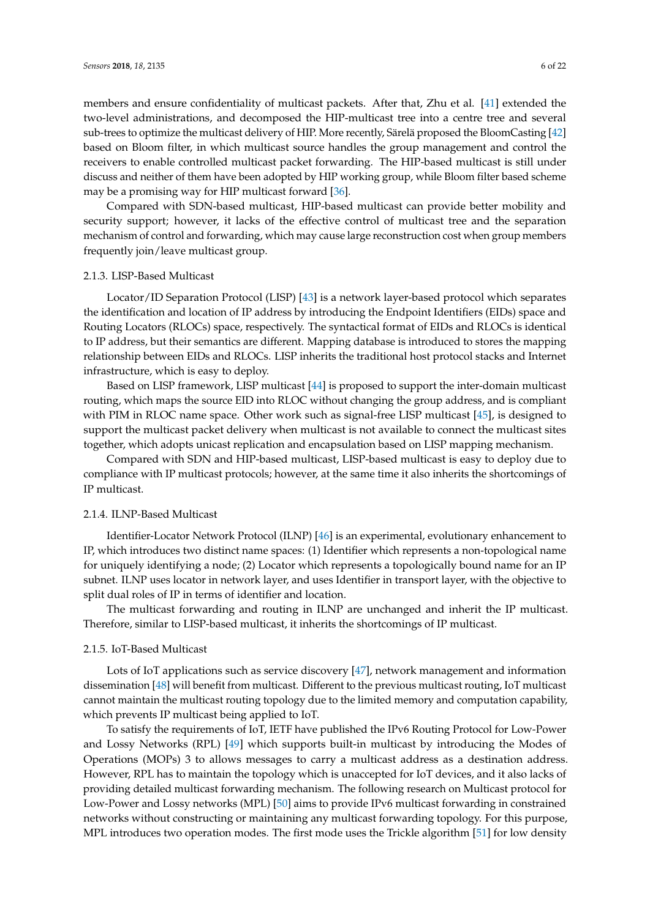members and ensure confidentiality of multicast packets. After that, Zhu et al. [41] extended the two-level administrations, and decomposed the HIP-multicast tree into a centre tree and several sub-trees to optimize the multicast delivery of HIP. More recently, Särelä proposed the BloomCasting [42] based on Bloom filter, in which multicast source handles the group management and control the receivers to enable controlled multicast packet forwarding. The HIP-based multicast is still under discuss and neither of them have been adopted by HIP working group, while Bloom filter based scheme may be a promising way for HIP multicast forward [36].

Compared with SDN-based multicast, HIP-based multicast can provide better mobility and security support; however, it lacks of the effective control of multicast tree and the separation mechanism of control and forwarding, which may cause large reconstruction cost when group members frequently join/leave multicast group.

### 2.1.3. LISP-Based Multicast

Locator/ID Separation Protocol (LISP) [43] is a network layer-based protocol which separates the identification and location of IP address by introducing the Endpoint Identifiers (EIDs) space and Routing Locators (RLOCs) space, respectively. The syntactical format of EIDs and RLOCs is identical to IP address, but their semantics are different. Mapping database is introduced to stores the mapping relationship between EIDs and RLOCs. LISP inherits the traditional host protocol stacks and Internet infrastructure, which is easy to deploy.

Based on LISP framework, LISP multicast [44] is proposed to support the inter-domain multicast routing, which maps the source EID into RLOC without changing the group address, and is compliant with PIM in RLOC name space. Other work such as signal-free LISP multicast [45], is designed to support the multicast packet delivery when multicast is not available to connect the multicast sites together, which adopts unicast replication and encapsulation based on LISP mapping mechanism.

Compared with SDN and HIP-based multicast, LISP-based multicast is easy to deploy due to compliance with IP multicast protocols; however, at the same time it also inherits the shortcomings of IP multicast.

### 2.1.4. ILNP-Based Multicast

Identifier-Locator Network Protocol (ILNP) [46] is an experimental, evolutionary enhancement to IP, which introduces two distinct name spaces: (1) Identifier which represents a non-topological name for uniquely identifying a node; (2) Locator which represents a topologically bound name for an IP subnet. ILNP uses locator in network layer, and uses Identifier in transport layer, with the objective to split dual roles of IP in terms of identifier and location.

The multicast forwarding and routing in ILNP are unchanged and inherit the IP multicast. Therefore, similar to LISP-based multicast, it inherits the shortcomings of IP multicast.

### 2.1.5. IoT-Based Multicast

Lots of IoT applications such as service discovery [47], network management and information dissemination [48] will benefit from multicast. Different to the previous multicast routing, IoT multicast cannot maintain the multicast routing topology due to the limited memory and computation capability, which prevents IP multicast being applied to IoT.

To satisfy the requirements of IoT, IETF have published the IPv6 Routing Protocol for Low-Power and Lossy Networks (RPL) [49] which supports built-in multicast by introducing the Modes of Operations (MOPs) 3 to allows messages to carry a multicast address as a destination address. However, RPL has to maintain the topology which is unaccepted for IoT devices, and it also lacks of providing detailed multicast forwarding mechanism. The following research on Multicast protocol for Low-Power and Lossy networks (MPL) [50] aims to provide IPv6 multicast forwarding in constrained networks without constructing or maintaining any multicast forwarding topology. For this purpose, MPL introduces two operation modes. The first mode uses the Trickle algorithm [51] for low density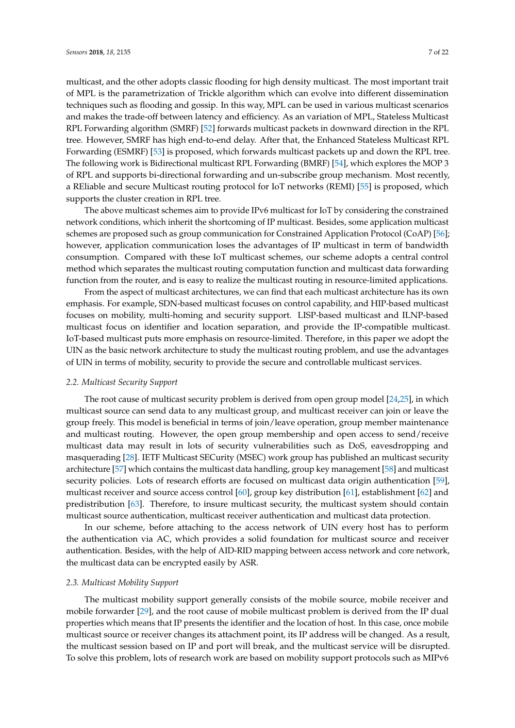multicast, and the other adopts classic flooding for high density multicast. The most important trait of MPL is the parametrization of Trickle algorithm which can evolve into different dissemination techniques such as flooding and gossip. In this way, MPL can be used in various multicast scenarios and makes the trade-off between latency and efficiency. As an variation of MPL, Stateless Multicast RPL Forwarding algorithm (SMRF) [52] forwards multicast packets in downward direction in the RPL tree. However, SMRF has high end-to-end delay. After that, the Enhanced Stateless Multicast RPL Forwarding (ESMRF) [53] is proposed, which forwards multicast packets up and down the RPL tree. The following work is Bidirectional multicast RPL Forwarding (BMRF) [54], which explores the MOP 3 of RPL and supports bi-directional forwarding and un-subscribe group mechanism. Most recently, a REliable and secure Multicast routing protocol for IoT networks (REMI) [55] is proposed, which supports the cluster creation in RPL tree.

The above multicast schemes aim to provide IPv6 multicast for IoT by considering the constrained network conditions, which inherit the shortcoming of IP multicast. Besides, some application multicast schemes are proposed such as group communication for Constrained Application Protocol (CoAP) [56]; however, application communication loses the advantages of IP multicast in term of bandwidth consumption. Compared with these IoT multicast schemes, our scheme adopts a central control method which separates the multicast routing computation function and multicast data forwarding function from the router, and is easy to realize the multicast routing in resource-limited applications.

From the aspect of multicast architectures, we can find that each multicast architecture has its own emphasis. For example, SDN-based multicast focuses on control capability, and HIP-based multicast focuses on mobility, multi-homing and security support. LISP-based multicast and ILNP-based multicast focus on identifier and location separation, and provide the IP-compatible multicast. IoT-based multicast puts more emphasis on resource-limited. Therefore, in this paper we adopt the UIN as the basic network architecture to study the multicast routing problem, and use the advantages of UIN in terms of mobility, security to provide the secure and controllable multicast services.

### *2.2. Multicast Security Support*

The root cause of multicast security problem is derived from open group model [24,25], in which multicast source can send data to any multicast group, and multicast receiver can join or leave the group freely. This model is beneficial in terms of join/leave operation, group member maintenance and multicast routing. However, the open group membership and open access to send/receive multicast data may result in lots of security vulnerabilities such as DoS, eavesdropping and masquerading [28]. IETF Multicast SECurity (MSEC) work group has published an multicast security architecture [57] which contains the multicast data handling, group key management [58] and multicast security policies. Lots of research efforts are focused on multicast data origin authentication [59], multicast receiver and source access control [60], group key distribution [61], establishment [62] and predistribution [63]. Therefore, to insure multicast security, the multicast system should contain multicast source authentication, multicast receiver authentication and multicast data protection.

In our scheme, before attaching to the access network of UIN every host has to perform the authentication via AC, which provides a solid foundation for multicast source and receiver authentication. Besides, with the help of AID-RID mapping between access network and core network, the multicast data can be encrypted easily by ASR.

### *2.3. Multicast Mobility Support*

The multicast mobility support generally consists of the mobile source, mobile receiver and mobile forwarder [29], and the root cause of mobile multicast problem is derived from the IP dual properties which means that IP presents the identifier and the location of host. In this case, once mobile multicast source or receiver changes its attachment point, its IP address will be changed. As a result, the multicast session based on IP and port will break, and the multicast service will be disrupted. To solve this problem, lots of research work are based on mobility support protocols such as MIPv6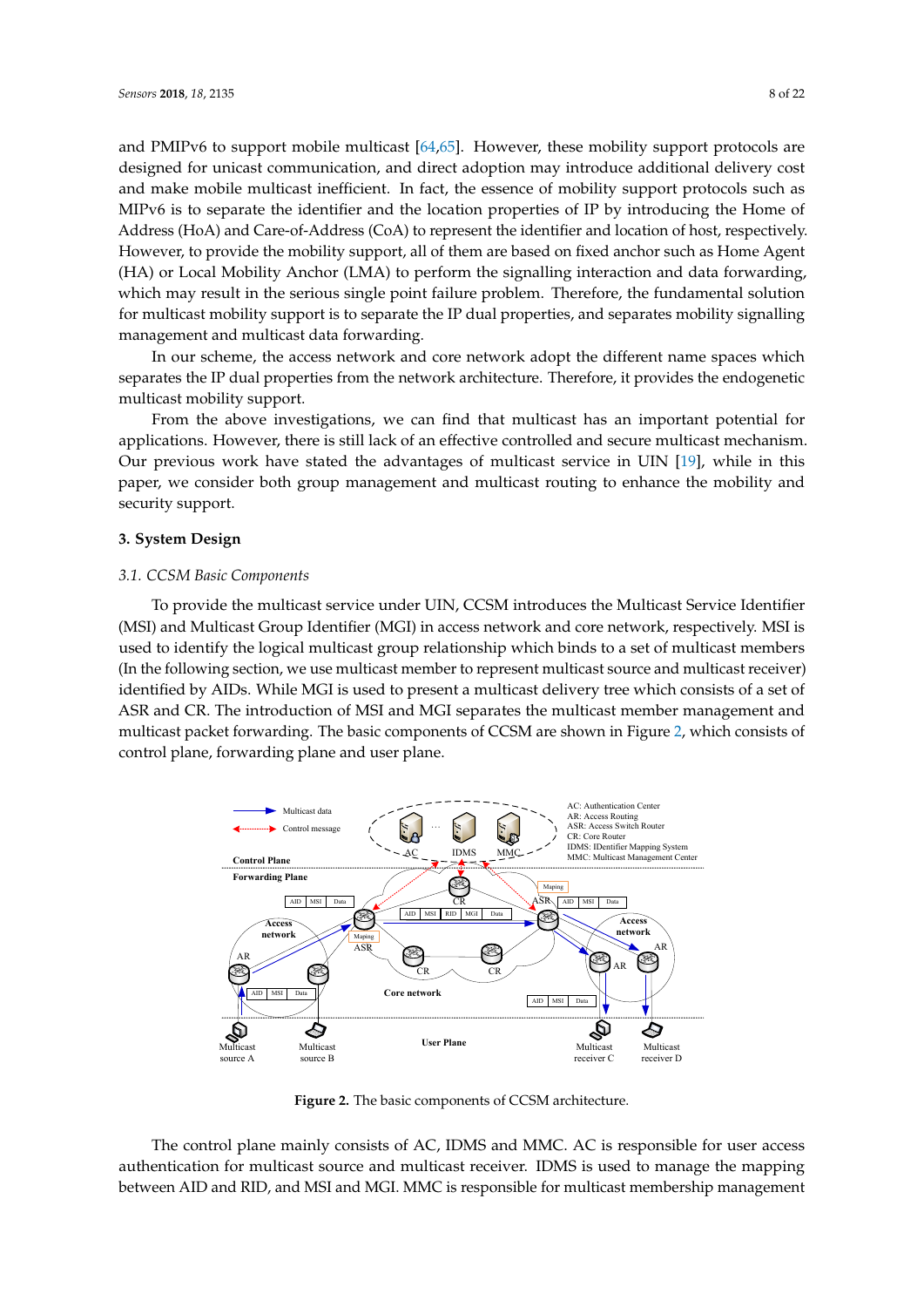and PMIPv6 to support mobile multicast [64,65]. However, these mobility support protocols are designed for unicast communication, and direct adoption may introduce additional delivery cost and make mobile multicast inefficient. In fact, the essence of mobility support protocols such as MIPv6 is to separate the identifier and the location properties of IP by introducing the Home of Address (HoA) and Care-of-Address (CoA) to represent the identifier and location of host, respectively. However, to provide the mobility support, all of them are based on fixed anchor such as Home Agent (HA) or Local Mobility Anchor (LMA) to perform the signalling interaction and data forwarding, which may result in the serious single point failure problem. Therefore, the fundamental solution for multicast mobility support is to separate the IP dual properties, and separates mobility signalling management and multicast data forwarding.

In our scheme, the access network and core network adopt the different name spaces which separates the IP dual properties from the network architecture. Therefore, it provides the endogenetic multicast mobility support.

From the above investigations, we can find that multicast has an important potential for applications. However, there is still lack of an effective controlled and secure multicast mechanism. Our previous work have stated the advantages of multicast service in UIN [19], while in this paper, we consider both group management and multicast routing to enhance the mobility and security support.

## 3. System Design

### *3.1. CCSM Basic Components*

To provide the multicast service under UIN, CCSM introduces the Multicast Service Identifier (MSI) and Multicast Group Identifier (MGI) in access network and core network, respectively. MSI is used to identify the logical multicast group relationship which binds to a set of multicast members (In the following section, we use multicast member to represent multicast source and multicast receiver) identified by AIDs. While MGI is used to present a multicast delivery tree which consists of a set of ASR and CR. The introduction of MSI and MGI separates the multicast member management and multicast packet forwarding. The basic components of CCSM are shown in Figure 2, which consists of control plane, forwarding plane and user plane.

**Figure 2.** The basic components of CCSM architecture.

The control plane mainly consists of AC, IDMS and MMC. AC is responsible for user access authentication for multicast source and multicast receiver. IDMS is used to manage the mapping between AID and RID, and MSI and MGI. MMC is responsible for multicast membership management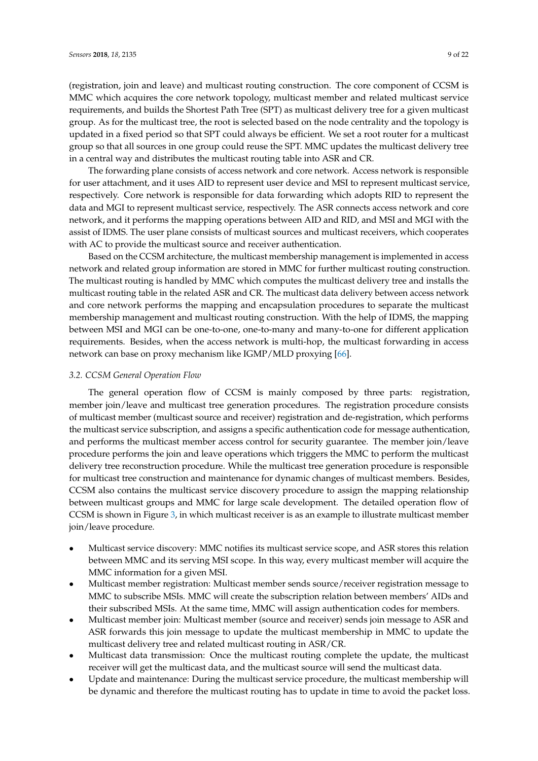(registration, join and leave) and multicast routing construction. The core component of CCSM is MMC which acquires the core network topology, multicast member and related multicast service requirements, and builds the Shortest Path Tree (SPT) as multicast delivery tree for a given multicast group. As for the multicast tree, the root is selected based on the node centrality and the topology is updated in a fixed period so that SPT could always be efficient. We set a root router for a multicast group so that all sources in one group could reuse the SPT. MMC updates the multicast delivery tree in a central way and distributes the multicast routing table into ASR and CR.

The forwarding plane consists of access network and core network. Access network is responsible for user attachment, and it uses AID to represent user device and MSI to represent multicast service, respectively. Core network is responsible for data forwarding which adopts RID to represent the data and MGI to represent multicast service, respectively. The ASR connects access network and core network, and it performs the mapping operations between AID and RID, and MSI and MGI with the assist of IDMS. The user plane consists of multicast sources and multicast receivers, which cooperates with AC to provide the multicast source and receiver authentication.

Based on the CCSM architecture, the multicast membership management is implemented in access network and related group information are stored in MMC for further multicast routing construction. The multicast routing is handled by MMC which computes the multicast delivery tree and installs the multicast routing table in the related ASR and CR. The multicast data delivery between access network and core network performs the mapping and encapsulation procedures to separate the multicast membership management and multicast routing construction. With the help of IDMS, the mapping between MSI and MGI can be one-to-one, one-to-many and many-to-one for different application requirements. Besides, when the access network is multi-hop, the multicast forwarding in access network can base on proxy mechanism like IGMP/MLD proxying [66].

### 3.2. CCSM General Operation Flow

The general operation flow of CCSM is mainly composed by three parts: registration, member join/leave and multicast tree generation procedures. The registration procedure consists of multicast member (multicast source and receiver) registration and de-registration, which performs the multicast service subscription, and assigns a specific authentication code for message authentication, and performs the multicast member access control for security guarantee. The member join/leave procedure performs the join and leave operations which triggers the MMC to perform the multicast delivery tree reconstruction procedure. While the multicast tree generation procedure is responsible for multicast tree construction and maintenance for dynamic changes of multicast members. Besides, CCSM also contains the multicast service discovery procedure to assign the mapping relationship between multicast groups and MMC for large scale development. The detailed operation flow of CCSM is shown in Figure 3, in which multicast receiver is as an example to illustrate multicast member join/leave procedure.

- Multicast service discovery: MMC notifies its multicast service scope, and ASR stores this relation between MMC and its serving MSI scope. In this way, every multicast member will acquire the MMC information for a given MSI.
- Multicast member registration: Multicast member sends source/receiver registration message to MMC to subscribe MSIs. MMC will create the subscription relation between members' AIDs and their subscribed MSIs. At the same time, MMC will assign authentication codes for members.
- Multicast member join: Multicast member (source and receiver) sends join message to ASR and ASR forwards this join message to update the multicast membership in MMC to update the multicast delivery tree and related multicast routing in ASR/CR.
- Multicast data transmission: Once the multicast routing complete the update, the multicast receiver will get the multicast data, and the multicast source will send the multicast data.
- Update and maintenance: During the multicast service procedure, the multicast membership will be dynamic and therefore the multicast routing has to update in time to avoid the packet loss.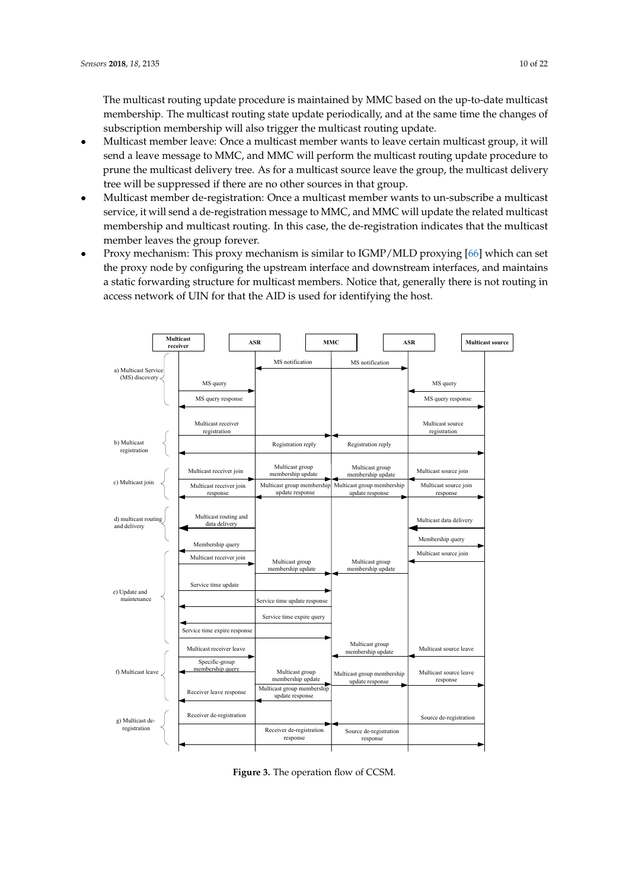The multicast routing update procedure is maintained by MMC based on the up-to-date multicast membership. The multicast routing state update periodically, and at the same time the changes of subscription membership will also trigger the multicast routing update.

- Multicast member leave: Once a multicast member wants to leave certain multicast group, it will send a leave message to MMC, and MMC will perform the multicast routing update procedure to prune the multicast delivery tree. As for a multicast source leave the group, the multicast delivery tree will be suppressed if there are no other sources in that group.
- Multicast member de-registration: Once a multicast member wants to un-subscribe a multicast service, it will send a de-registration message to MMC, and MMC will update the related multicast membership and multicast routing. In this case, the de-registration indicates that the multicast member leaves the group forever.
- Proxy mechanism: This proxy mechanism is similar to IGMP/MLD proxying [66] which can set the proxy node by configuring the upstream interface and downstream interfaces, and maintains a static forwarding structure for multicast members. Notice that, generally there is not routing in access network of UIN for that the AID is used for identifying the host.

**Figure 3.** The operation flow of CCSM.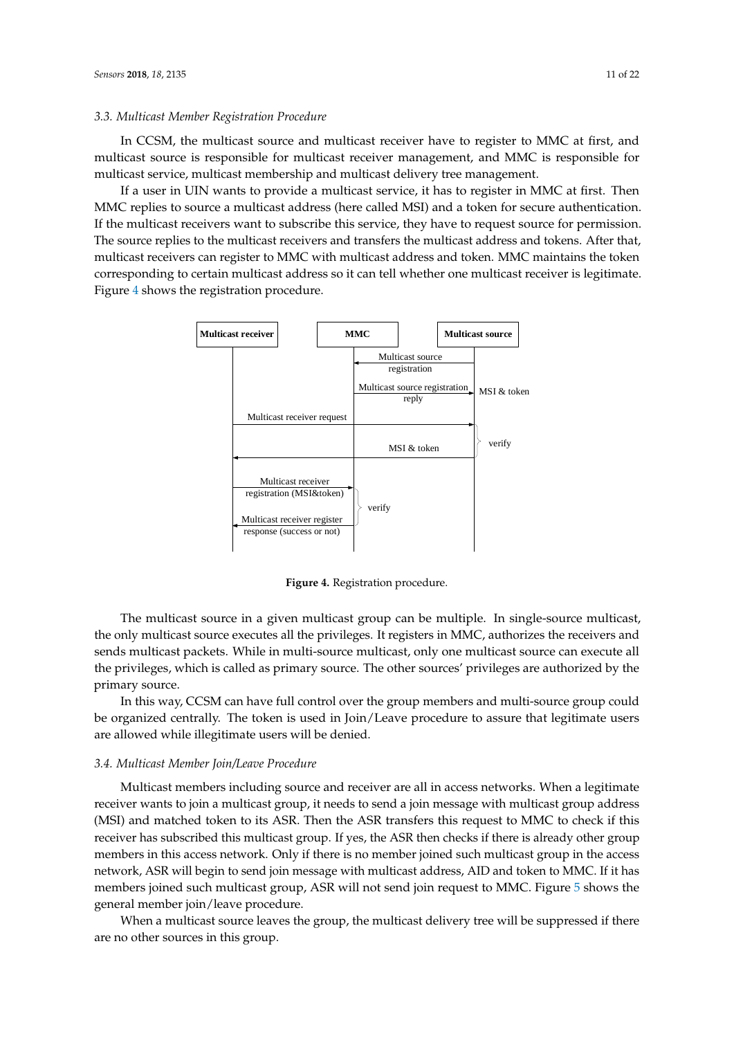### 3.3. Multicast Member Registration Procedure

In CCSM, the multicast source and multicast receiver have to register to MMC at first, and multicast source is responsible for multicast receiver management, and MMC is responsible for multicast service, multicast membership and multicast delivery tree management.

If a user in UIN wants to provide a multicast service, it has to register in MMC at first. Then MMC replies to source a multicast address (here called MSI) and a token for secure authentication. If the multicast receivers want to subscribe this service, they have to request source for permission. The source replies to the multicast receivers and transfers the multicast address and tokens. After that, multicast receivers can register to MMC with multicast address and token. MMC maintains the token corresponding to certain multicast address so it can tell whether one multicast receiver is legitimate. Figure 4 shows the registration procedure.

Multicast receiver
MMC
Multicast source
Multicast source registration
Multicast source registration reply
MSI & token
Multicast receiver request
verify
MSI & token
Multicast receiver registration (MSI&token)
verify
Multicast receiver register response (success or not)

**Figure 4.** Registration procedure.

The multicast source in a given multicast group can be multiple. In single-source multicast, the only multicast source executes all the privileges. It registers in MMC, authorizes the receivers and sends multicast packets. While in multi-source multicast, only one multicast source can execute all the privileges, which is called as primary source. The other sources' privileges are authorized by the primary source.

In this way, CCSM can have full control over the group members and multi-source group could be organized centrally. The token is used in Join/Leave procedure to assure that legitimate users are allowed while illegitimate users will be denied.

### 3.4. Multicast Member Join/Leave Procedure

Multicast members including source and receiver are all in access networks. When a legitimate receiver wants to join a multicast group, it needs to send a join message with multicast group address (MSI) and matched token to its ASR. Then the ASR transfers this request to MMC to check if this receiver has subscribed this multicast group. If yes, the ASR then checks if there is already other group members in this access network. Only if there is no member joined such multicast group in the access network, ASR will begin to send join message with multicast address, AID and token to MMC. If it has members joined such multicast group, ASR will not send join request to MMC. Figure 5 shows the general member join/leave procedure.

When a multicast source leaves the group, the multicast delivery tree will be suppressed if there are no other sources in this group.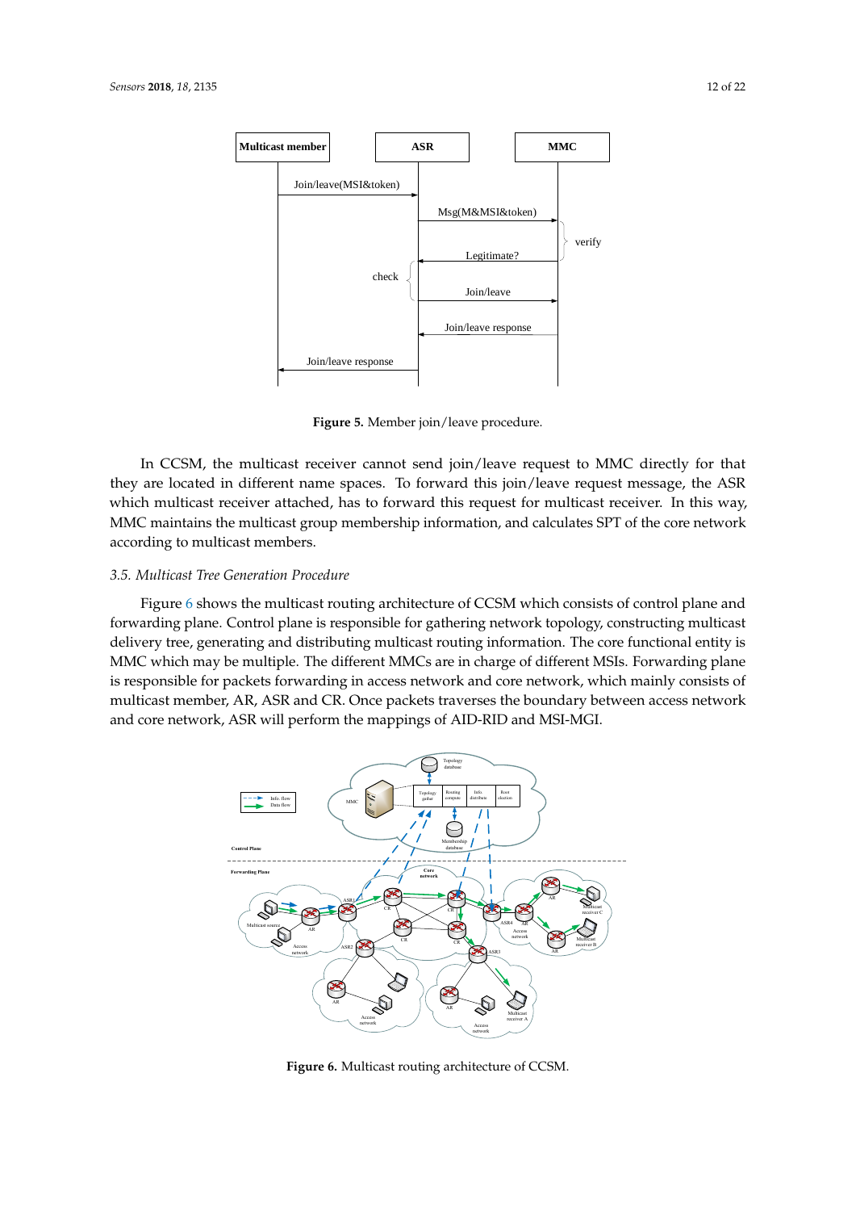**Figure 5.** Member join/leave procedure.

In CCSM, the multicast receiver cannot send join/leave request to MMC directly for that they are located in different name spaces. To forward this join/leave request message, the ASR which multicast receiver attached, has to forward this request for multicast receiver. In this way, MMC maintains the multicast group membership information, and calculates SPT of the core network according to multicast members.

### *3.5. Multicast Tree Generation Procedure*

Figure 6 shows the multicast routing architecture of CCSM which consists of control plane and forwarding plane. Control plane is responsible for gathering network topology, constructing multicast delivery tree, generating and distributing multicast routing information. The core functional entity is MMC which may be multiple. The different MMCs are in charge of different MSIs. Forwarding plane is responsible for packets forwarding in access network and core network, which mainly consists of multicast member, AR, ASR and CR. Once packets traverses the boundary between access network and core network, ASR will perform the mappings of AID-RID and MSI-MGI.

**Figure 6.** Multicast routing architecture of CCSM.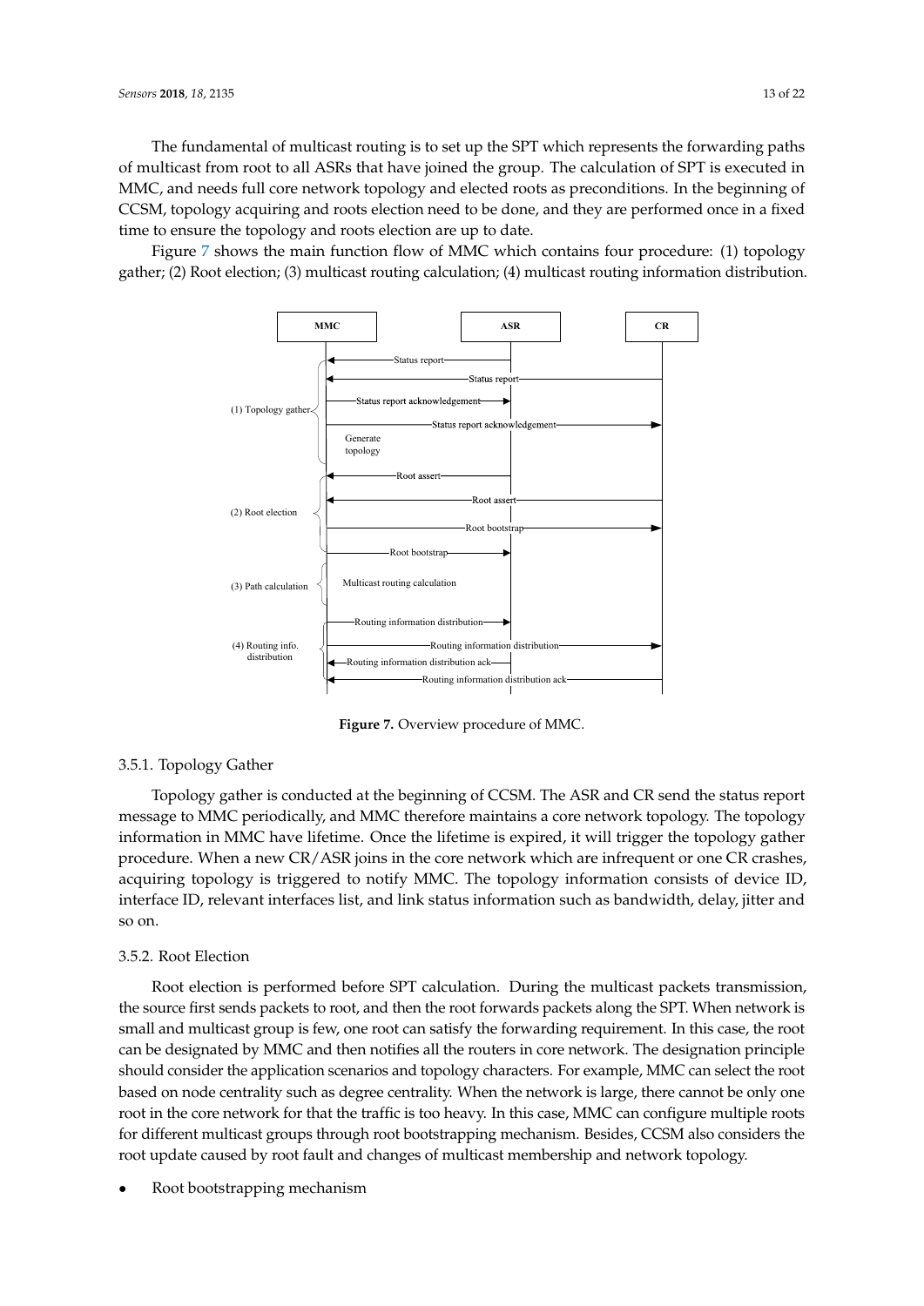The fundamental of multicast routing is to set up the SPT which represents the forwarding paths of multicast from root to all ASRs that have joined the group. The calculation of SPT is executed in MMC, and needs full core network topology and elected roots as preconditions. In the beginning of CCSM, topology acquiring and roots election need to be done, and they are performed once in a fixed time to ensure the topology and roots election are up to date.

Figure 7 shows the main function flow of MMC which contains four procedure: (1) topology gather; (2) Root election; (3) multicast routing calculation; (4) multicast routing information distribution.

MMC
ASR
CR
(1) Topology gather
Status report
Status report
Status report acknowledgement
Status report acknowledgement
Generate topology
(2) Root election
Root assert
Root assert
Root bootstrap
Root bootstrap
(3) Path calculation
Multicast routing calculation
(4) Routing info. distribution
Routing information distribution
Routing information distribution
Routing information distribution ack
Routing information distribution ack

**Figure 7.** Overview procedure of MMC.

### 3.5.1. Topology Gather

Topology gather is conducted at the beginning of CCSM. The ASR and CR send the status report message to MMC periodically, and MMC therefore maintains a core network topology. The topology information in MMC have lifetime. Once the lifetime is expired, it will trigger the topology gather procedure. When a new CR/ASR joins in the core network which are infrequent or one CR crashes, acquiring topology is triggered to notify MMC. The topology information consists of device ID, interface ID, relevant interfaces list, and link status information such as bandwidth, delay, jitter and so on.

### 3.5.2. Root Election

Root election is performed before SPT calculation. During the multicast packets transmission, the source first sends packets to root, and then the root forwards packets along the SPT. When network is small and multicast group is few, one root can satisfy the forwarding requirement. In this case, the root can be designated by MMC and then notifies all the routers in core network. The designation principle should consider the application scenarios and topology characters. For example, MMC can select the root based on node centrality such as degree centrality. When the network is large, there cannot be only one root in the core network for that the traffic is too heavy. In this case, MMC can configure multiple roots for different multicast groups through root bootstrapping mechanism. Besides, CCSM also considers the root update caused by root fault and changes of multicast membership and network topology.

- Root bootstrapping mechanism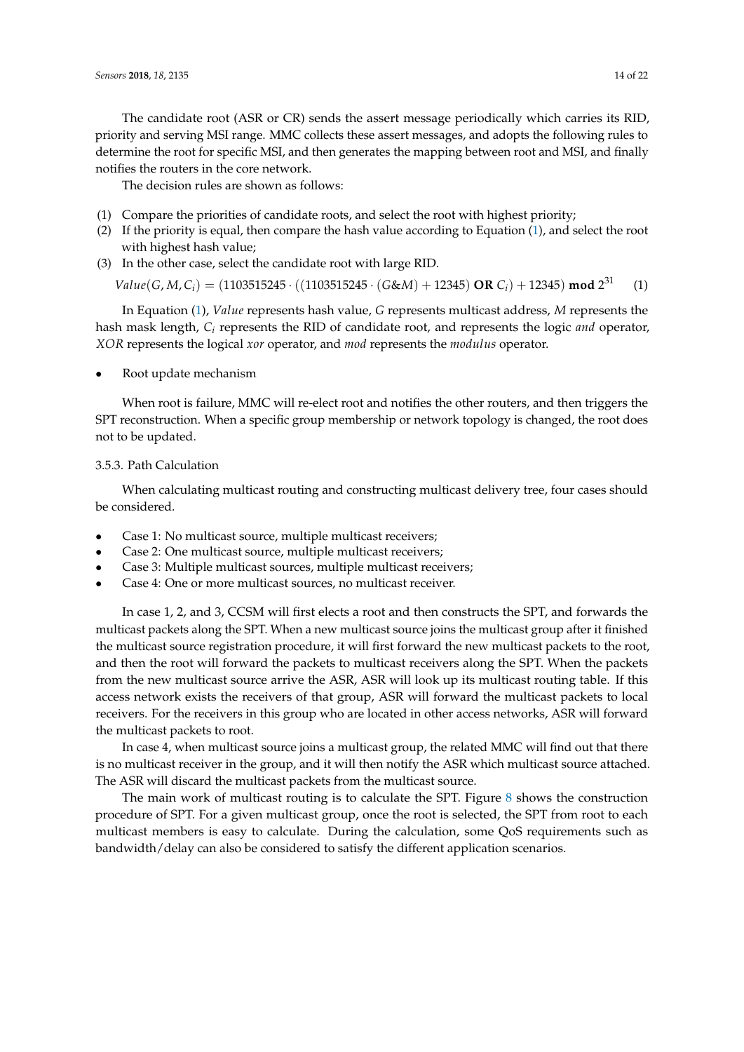The candidate root (ASR or CR) sends the assert message periodically which carries its RID, priority and serving MSI range. MMC collects these assert messages, and adopts the following rules to determine the root for specific MSI, and then generates the mapping between root and MSI, and finally notifies the routers in the core network.

The decision rules are shown as follows:

(1) Compare the priorities of candidate roots, and select the root with highest priority;
(2) If the priority is equal, then compare the hash value according to Equation (1), and select the root with highest hash value;
(3) In the other case, select the candidate root with large RID.

$$Value(G, M, C_i) = (1103515245 \cdot ((1103515245 \cdot (G\&M) + 12345) \textbf{ OR } C_i) + 12345) \textbf{ mod } 2^{31} \quad (1)$$

In Equation (1), *Value* represents hash value, *G* represents multicast address, *M* represents the hash mask length, $C_i$ represents the RID of candidate root, and represents the logic *and* operator, *XOR* represents the logical *xor* operator, and *mod* represents the *modulus* operator.

- Root update mechanism

When root is failure, MMC will re-elect root and notifies the other routers, and then triggers the SPT reconstruction. When a specific group membership or network topology is changed, the root does not to be updated.

### 3.5.3. Path Calculation

When calculating multicast routing and constructing multicast delivery tree, four cases should be considered.

- Case 1: No multicast source, multiple multicast receivers;
- Case 2: One multicast source, multiple multicast receivers;
- Case 3: Multiple multicast sources, multiple multicast receivers;
- Case 4: One or more multicast sources, no multicast receiver.

In case 1, 2, and 3, CCSM will first elects a root and then constructs the SPT, and forwards the multicast packets along the SPT. When a new multicast source joins the multicast group after it finished the multicast source registration procedure, it will first forward the new multicast packets to the root, and then the root will forward the packets to multicast receivers along the SPT. When the packets from the new multicast source arrive the ASR, ASR will look up its multicast routing table. If this access network exists the receivers of that group, ASR will forward the multicast packets to local receivers. For the receivers in this group who are located in other access networks, ASR will forward the multicast packets to root.

In case 4, when multicast source joins a multicast group, the related MMC will find out that there is no multicast receiver in the group, and it will then notify the ASR which multicast source attached. The ASR will discard the multicast packets from the multicast source.

The main work of multicast routing is to calculate the SPT. Figure 8 shows the construction procedure of SPT. For a given multicast group, once the root is selected, the SPT from root to each multicast members is easy to calculate. During the calculation, some QoS requirements such as bandwidth/delay can also be considered to satisfy the different application scenarios.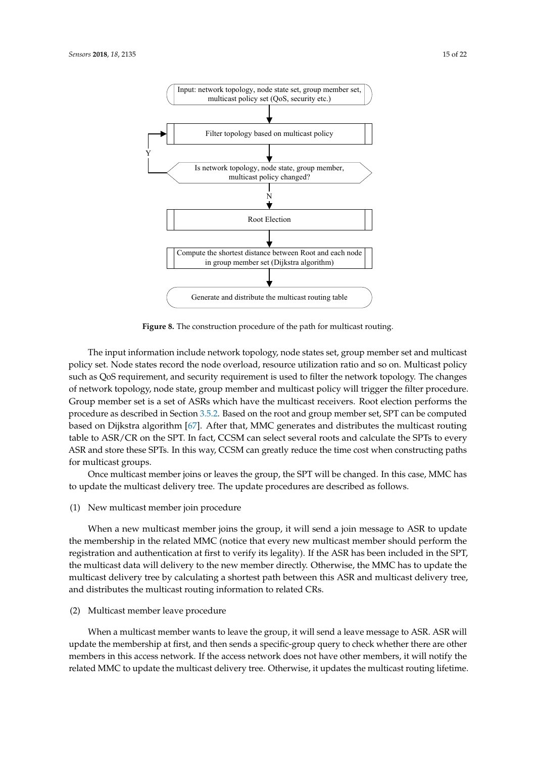Input: network topology, node state set, group member set, multicast policy set (QoS, security etc.)

Filter topology based on multicast policy

Y

Is network topology, node state, group member, multicast policy changed?

N

Root Election

Compute the shortest distance between Root and each node in group member set (Dijkstra algorithm)

Generate and distribute the multicast routing table

**Figure 8.** The construction procedure of the path for multicast routing.

The input information include network topology, node states set, group member set and multicast policy set. Node states record the node overload, resource utilization ratio and so on. Multicast policy such as QoS requirement, and security requirement is used to filter the network topology. The changes of network topology, node state, group member and multicast policy will trigger the filter procedure. Group member set is a set of ASRs which have the multicast receivers. Root election performs the procedure as described in Section 3.5.2. Based on the root and group member set, SPT can be computed based on Dijkstra algorithm [67]. After that, MMC generates and distributes the multicast routing table to ASR/CR on the SPT. In fact, CCSM can select several roots and calculate the SPTs to every ASR and store these SPTs. In this way, CCSM can greatly reduce the time cost when constructing paths for multicast groups.

Once multicast member joins or leaves the group, the SPT will be changed. In this case, MMC has to update the multicast delivery tree. The update procedures are described as follows.

(1) New multicast member join procedure

When a new multicast member joins the group, it will send a join message to ASR to update the membership in the related MMC (notice that every new multicast member should perform the registration and authentication at first to verify its legality). If the ASR has been included in the SPT, the multicast data will delivery to the new member directly. Otherwise, the MMC has to update the multicast delivery tree by calculating a shortest path between this ASR and multicast delivery tree, and distributes the multicast routing information to related CRs.

(2) Multicast member leave procedure

When a multicast member wants to leave the group, it will send a leave message to ASR. ASR will update the membership at first, and then sends a specific-group query to check whether there are other members in this access network. If the access network does not have other members, it will notify the related MMC to update the multicast delivery tree. Otherwise, it updates the multicast routing lifetime.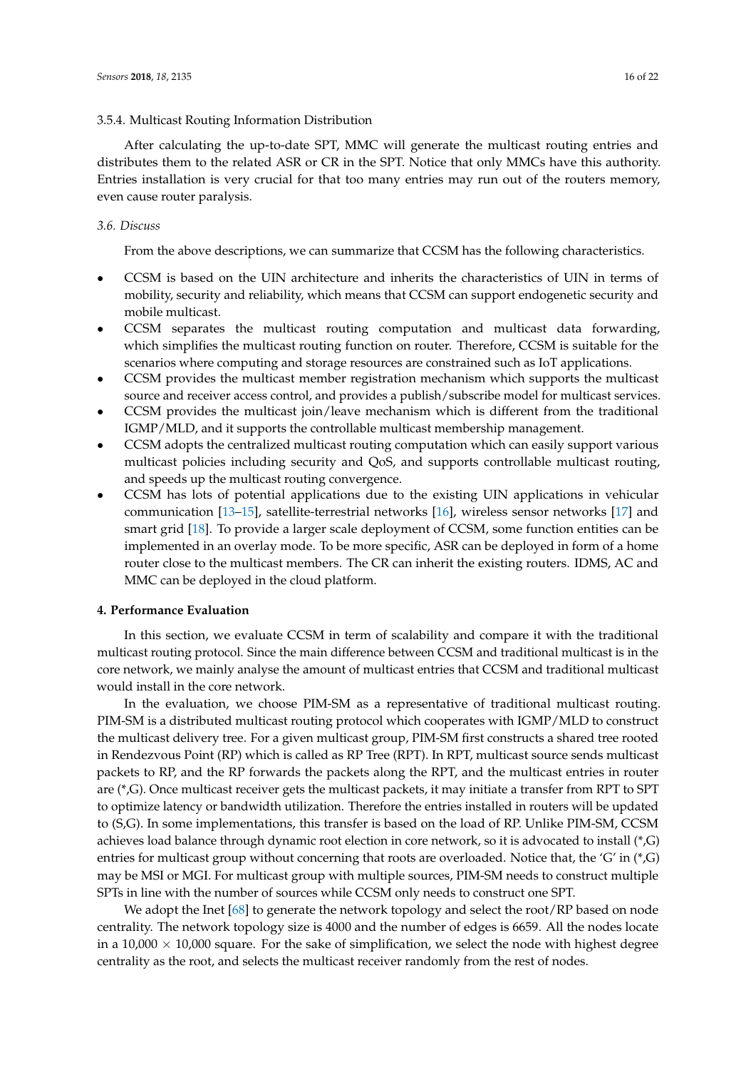#### 3.5.4. Multicast Routing Information Distribution

After calculating the up-to-date SPT, MMC will generate the multicast routing entries and distributes them to the related ASR or CR in the SPT. Notice that only MMCs have this authority. Entries installation is very crucial for that too many entries may run out of the routers memory, even cause router paralysis.

### *3.6. Discuss*

From the above descriptions, we can summarize that CCSM has the following characteristics.

- CCSM is based on the UIN architecture and inherits the characteristics of UIN in terms of mobility, security and reliability, which means that CCSM can support endogenetic security and mobile multicast.
- CCSM separates the multicast routing computation and multicast data forwarding, which simplifies the multicast routing function on router. Therefore, CCSM is suitable for the scenarios where computing and storage resources are constrained such as IoT applications.
- CCSM provides the multicast member registration mechanism which supports the multicast source and receiver access control, and provides a publish/subscribe model for multicast services.
- CCSM provides the multicast join/leave mechanism which is different from the traditional IGMP/MLD, and it supports the controllable multicast membership management.
- CCSM adopts the centralized multicast routing computation which can easily support various multicast policies including security and QoS, and supports controllable multicast routing, and speeds up the multicast routing convergence.
- CCSM has lots of potential applications due to the existing UIN applications in vehicular communication [13–15], satellite-terrestrial networks [16], wireless sensor networks [17] and smart grid [18]. To provide a larger scale deployment of CCSM, some function entities can be implemented in an overlay mode. To be more specific, ASR can be deployed in form of a home router close to the multicast members. The CR can inherit the existing routers. IDMS, AC and MMC can be deployed in the cloud platform.

## 4. Performance Evaluation

In this section, we evaluate CCSM in term of scalability and compare it with the traditional multicast routing protocol. Since the main difference between CCSM and traditional multicast is in the core network, we mainly analyse the amount of multicast entries that CCSM and traditional multicast would install in the core network.

In the evaluation, we choose PIM-SM as a representative of traditional multicast routing. PIM-SM is a distributed multicast routing protocol which cooperates with IGMP/MLD to construct the multicast delivery tree. For a given multicast group, PIM-SM first constructs a shared tree rooted in Rendezvous Point (RP) which is called as RP Tree (RPT). In RPT, multicast source sends multicast packets to RP, and the RP forwards the packets along the RPT, and the multicast entries in router are (*,G). Once multicast receiver gets the multicast packets, it may initiate a transfer from RPT to SPT to optimize latency or bandwidth utilization. Therefore the entries installed in routers will be updated to (S,G). In some implementations, this transfer is based on the load of RP. Unlike PIM-SM, CCSM achieves load balance through dynamic root election in core network, so it is advocated to install (*,G) entries for multicast group without concerning that roots are overloaded. Notice that, the 'G' in (*,G) may be MSI or MGI. For multicast group with multiple sources, PIM-SM needs to construct multiple SPTs in line with the number of sources while CCSM only needs to construct one SPT.

We adopt the Inet [68] to generate the network topology and select the root/RP based on node centrality. The network topology size is 4000 and the number of edges is 6659. All the nodes locate in a $10{,}000 \times 10{,}000$ square. For the sake of simplification, we select the node with highest degree centrality as the root, and selects the multicast receiver randomly from the rest of nodes.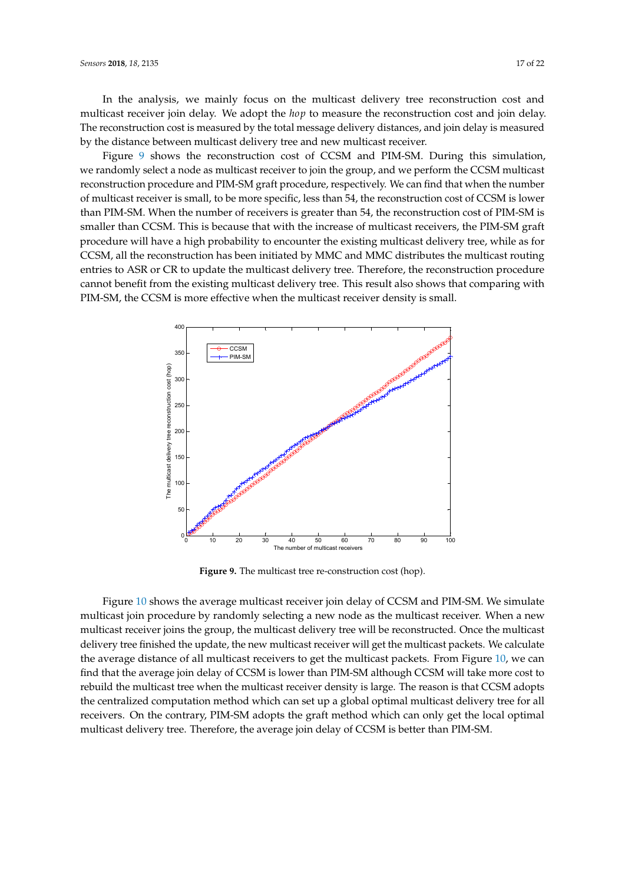In the analysis, we mainly focus on the multicast delivery tree reconstruction cost and multicast receiver join delay. We adopt the *hop* to measure the reconstruction cost and join delay. The reconstruction cost is measured by the total message delivery distances, and join delay is measured by the distance between multicast delivery tree and new multicast receiver.

Figure 9 shows the reconstruction cost of CCSM and PIM-SM. During this simulation, we randomly select a node as multicast receiver to join the group, and we perform the CCSM multicast reconstruction procedure and PIM-SM graft procedure, respectively. We can find that when the number of multicast receiver is small, to be more specific, less than 54, the reconstruction cost of CCSM is lower than PIM-SM. When the number of receivers is greater than 54, the reconstruction cost of PIM-SM is smaller than CCSM. This is because that with the increase of multicast receivers, the PIM-SM graft procedure will have a high probability to encounter the existing multicast delivery tree, while as for CCSM, all the reconstruction has been initiated by MMC and MMC distributes the multicast routing entries to ASR or CR to update the multicast delivery tree. Therefore, the reconstruction procedure cannot benefit from the existing multicast delivery tree. This result also shows that comparing with PIM-SM, the CCSM is more effective when the multicast receiver density is small.

**Figure 9.** The multicast tree re-construction cost (hop).

Figure 10 shows the average multicast receiver join delay of CCSM and PIM-SM. We simulate multicast join procedure by randomly selecting a new node as the multicast receiver. When a new multicast receiver joins the group, the multicast delivery tree will be reconstructed. Once the multicast delivery tree finished the update, the new multicast receiver will get the multicast packets. We calculate the average distance of all multicast receivers to get the multicast packets. From Figure 10, we can find that the average join delay of CCSM is lower than PIM-SM although CCSM will take more cost to rebuild the multicast tree when the multicast receiver density is large. The reason is that CCSM adopts the centralized computation method which can set up a global optimal multicast delivery tree for all receivers. On the contrary, PIM-SM adopts the graft method which can only get the local optimal multicast delivery tree. Therefore, the average join delay of CCSM is better than PIM-SM.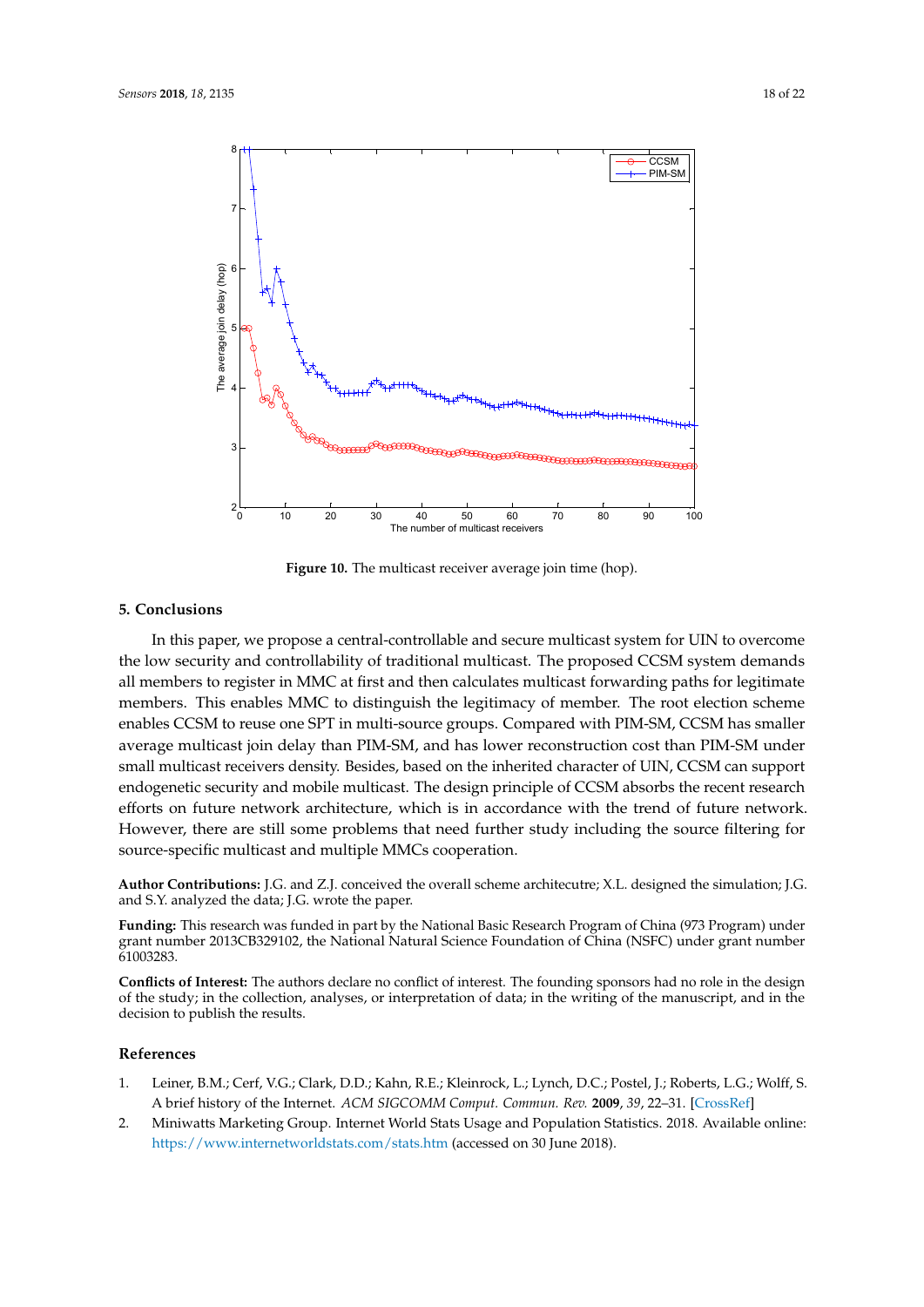**Figure 10.** The multicast receiver average join time (hop).

## 5. Conclusions

In this paper, we propose a central-controllable and secure multicast system for UIN to overcome the low security and controllability of traditional multicast. The proposed CCSM system demands all members to register in MMC at first and then calculates multicast forwarding paths for legitimate members. This enables MMC to distinguish the legitimacy of member. The root election scheme enables CCSM to reuse one SPT in multi-source groups. Compared with PIM-SM, CCSM has smaller average multicast join delay than PIM-SM, and has lower reconstruction cost than PIM-SM under small multicast receivers density. Besides, based on the inherited character of UIN, CCSM can support endogenetic security and mobile multicast. The design principle of CCSM absorbs the recent research efforts on future network architecture, which is in accordance with the trend of future network. However, there are still some problems that need further study including the source filtering for source-specific multicast and multiple MMCs cooperation.

**Author Contributions:** J.G. and Z.J. conceived the overall scheme architecutre; X.L. designed the simulation; J.G. and S.Y. analyzed the data; J.G. wrote the paper.

**Funding:** This research was funded in part by the National Basic Research Program of China (973 Program) under grant number 2013CB329102, the National Natural Science Foundation of China (NSFC) under grant number 61003283.

**Conflicts of Interest:** The authors declare no conflict of interest. The founding sponsors had no role in the design of the study; in the collection, analyses, or interpretation of data; in the writing of the manuscript, and in the decision to publish the results.

## References

1. Leiner, B.M.; Cerf, V.G.; Clark, D.D.; Kahn, R.E.; Kleinrock, L.; Lynch, D.C.; Postel, J.; Roberts, L.G.; Wolff, S. A brief history of the Internet. *ACM SIGCOMM Comput. Commun. Rev.* **2009**, *39*, 22–31. [CrossRef]
2. Miniwatts Marketing Group. Internet World Stats Usage and Population Statistics. 2018. Available online: https://www.internetworldstats.com/stats.htm (accessed on 30 June 2018).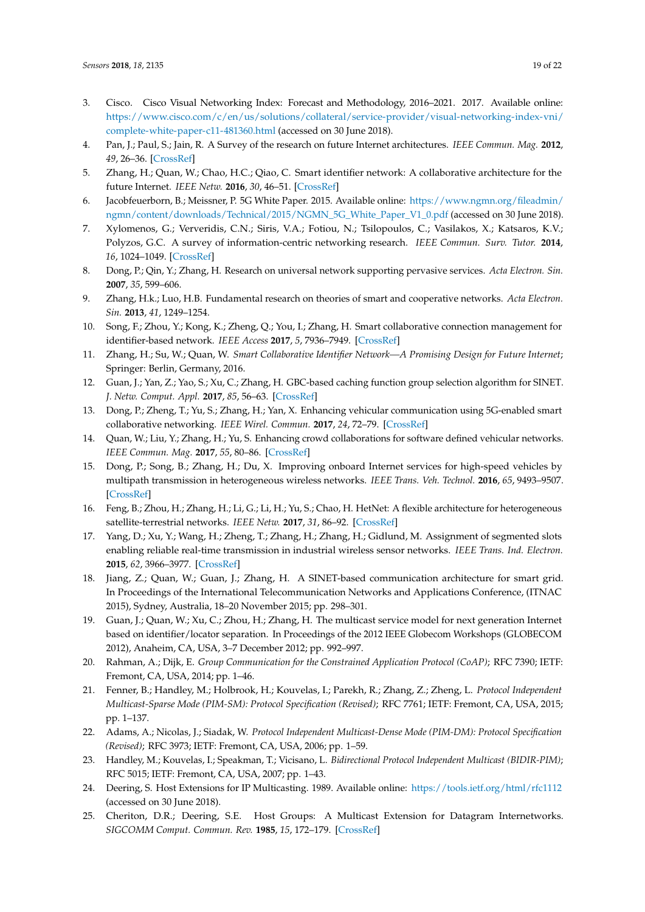3. Cisco. Cisco Visual Networking Index: Forecast and Methodology, 2016–2021. 2017. Available online: https://www.cisco.com/c/en/us/solutions/collateral/service-provider/visual-networking-index-vni/complete-white-paper-c11-481360.html (accessed on 30 June 2018).
4. Pan, J.; Paul, S.; Jain, R. A Survey of the research on future Internet architectures. *IEEE Commun. Mag.* **2012**, *49*, 26–36. [CrossRef]
5. Zhang, H.; Quan, W.; Chao, H.C.; Qiao, C. Smart identifier network: A collaborative architecture for the future Internet. *IEEE Netw.* **2016**, *30*, 46–51. [CrossRef]
6. Jacobfeuerborn, B.; Meissner, P. 5G White Paper. 2015. Available online: https://www.ngmn.org/fileadmin/ngmn/content/downloads/Technical/2015/NGMN_5G_White_Paper_V1_0.pdf (accessed on 30 June 2018).
7. Xylomenos, G.; Ververidis, C.N.; Siris, V.A.; Fotiou, N.; Tsilopoulos, C.; Vasilakos, X.; Katsaros, K.V.; Polyzos, G.C. A survey of information-centric networking research. *IEEE Commun. Surv. Tutor.* **2014**, *16*, 1024–1049. [CrossRef]
8. Dong, P.; Qin, Y.; Zhang, H. Research on universal network supporting pervasive services. *Acta Electron. Sin.* **2007**, *35*, 599–606.
9. Zhang, H.k.; Luo, H.B. Fundamental research on theories of smart and cooperative networks. *Acta Electron. Sin.* **2013**, *41*, 1249–1254.
10. Song, F.; Zhou, Y.; Kong, K.; Zheng, Q.; You, I.; Zhang, H. Smart collaborative connection management for identifier-based network. *IEEE Access* **2017**, *5*, 7936–7949. [CrossRef]
11. Zhang, H.; Su, W.; Quan, W. *Smart Collaborative Identifier Network—A Promising Design for Future Internet*; Springer: Berlin, Germany, 2016.
12. Guan, J.; Yan, Z.; Yao, S.; Xu, C.; Zhang, H. GBC-based caching function group selection algorithm for SINET. *J. Netw. Comput. Appl.* **2017**, *85*, 56–63. [CrossRef]
13. Dong, P.; Zheng, T.; Yu, S.; Zhang, H.; Yan, X. Enhancing vehicular communication using 5G-enabled smart collaborative networking. *IEEE Wirel. Commun.* **2017**, *24*, 72–79. [CrossRef]
14. Quan, W.; Liu, Y.; Zhang, H.; Yu, S. Enhancing crowd collaborations for software defined vehicular networks. *IEEE Commun. Mag.* **2017**, *55*, 80–86. [CrossRef]
15. Dong, P.; Song, B.; Zhang, H.; Du, X. Improving onboard Internet services for high-speed vehicles by multipath transmission in heterogeneous wireless networks. *IEEE Trans. Veh. Technol.* **2016**, *65*, 9493–9507. [CrossRef]
16. Feng, B.; Zhou, H.; Zhang, H.; Li, G.; Li, H.; Yu, S.; Chao, H. HetNet: A flexible architecture for heterogeneous satellite-terrestrial networks. *IEEE Netw.* **2017**, *31*, 86–92. [CrossRef]
17. Yang, D.; Xu, Y.; Wang, H.; Zheng, T.; Zhang, H.; Zhang, H.; Gidlund, M. Assignment of segmented slots enabling reliable real-time transmission in industrial wireless sensor networks. *IEEE Trans. Ind. Electron.* **2015**, *62*, 3966–3977. [CrossRef]
18. Jiang, Z.; Quan, W.; Guan, J.; Zhang, H. A SINET-based communication architecture for smart grid. In Proceedings of the International Telecommunication Networks and Applications Conference, (ITNAC 2015), Sydney, Australia, 18–20 November 2015; pp. 298–301.
19. Guan, J.; Quan, W.; Xu, C.; Zhou, H.; Zhang, H. The multicast service model for next generation Internet based on identifier/locator separation. In Proceedings of the 2012 IEEE Globecom Workshops (GLOBECOM 2012), Anaheim, CA, USA, 3–7 December 2012; pp. 992–997.
20. Rahman, A.; Dijk, E. *Group Communication for the Constrained Application Protocol (CoAP)*; RFC 7390; IETF: Fremont, CA, USA, 2014; pp. 1–46.
21. Fenner, B.; Handley, M.; Holbrook, H.; Kouvelas, I.; Parekh, R.; Zhang, Z.; Zheng, L. *Protocol Independent Multicast-Sparse Mode (PIM-SM): Protocol Specification (Revised)*; RFC 7761; IETF: Fremont, CA, USA, 2015; pp. 1–137.
22. Adams, A.; Nicolas, J.; Siadak, W. *Protocol Independent Multicast-Dense Mode (PIM-DM): Protocol Specification (Revised)*; RFC 3973; IETF: Fremont, CA, USA, 2006; pp. 1–59.
23. Handley, M.; Kouvelas, I.; Speakman, T.; Vicisano, L. *Bidirectional Protocol Independent Multicast (BIDIR-PIM)*; RFC 5015; IETF: Fremont, CA, USA, 2007; pp. 1–43.
24. Deering, S. Host Extensions for IP Multicasting. 1989. Available online: https://tools.ietf.org/html/rfc1112 (accessed on 30 June 2018).
25. Cheriton, D.R.; Deering, S.E. Host Groups: A Multicast Extension for Datagram Internetworks. *SIGCOMM Comput. Commun. Rev.* **1985**, *15*, 172–179. [CrossRef]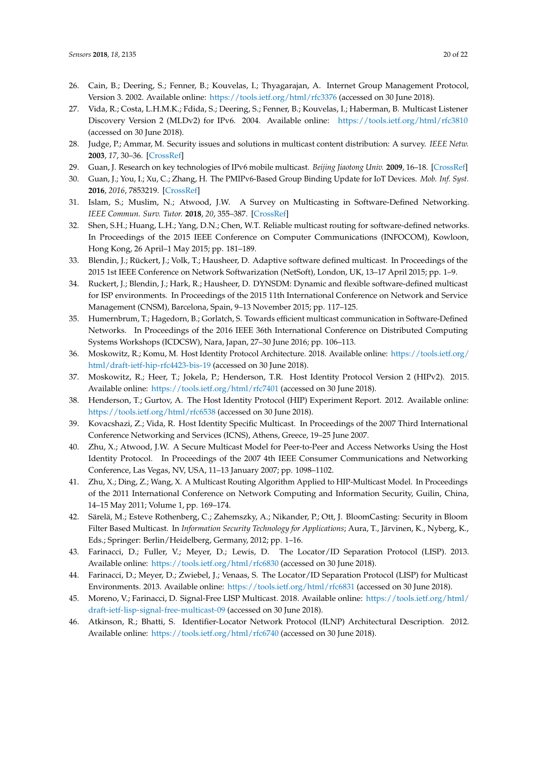26. Cain, B.; Deering, S.; Fenner, B.; Kouvelas, I.; Thyagarajan, A. Internet Group Management Protocol, Version 3. 2002. Available online: https://tools.ietf.org/html/rfc3376 (accessed on 30 June 2018).
27. Vida, R.; Costa, L.H.M.K.; Fdida, S.; Deering, S.; Fenner, B.; Kouvelas, I.; Haberman, B. Multicast Listener Discovery Version 2 (MLDv2) for IPv6. 2004. Available online: https://tools.ietf.org/html/rfc3810 (accessed on 30 June 2018).
28. Judge, P.; Ammar, M. Security issues and solutions in multicast content distribution: A survey. *IEEE Netw.* **2003**, *17*, 30–36. [CrossRef]
29. Guan, J. Research on key technologies of IPv6 mobile multicast. *Beijing Jiaotong Univ.* **2009**, 16–18. [CrossRef]
30. Guan, J.; You, I.; Xu, C.; Zhang, H. The PMIPv6-Based Group Binding Update for IoT Devices. *Mob. Inf. Syst.* **2016**, *2016*, 7853219. [CrossRef]
31. Islam, S.; Muslim, N.; Atwood, J.W. A Survey on Multicasting in Software-Defined Networking. *IEEE Commun. Surv. Tutor.* **2018**, *20*, 355–387. [CrossRef]
32. Shen, S.H.; Huang, L.H.; Yang, D.N.; Chen, W.T. Reliable multicast routing for software-defined networks. In Proceedings of the 2015 IEEE Conference on Computer Communications (INFOCOM), Kowloon, Hong Kong, 26 April–1 May 2015; pp. 181–189.
33. Blendin, J.; Rückert, J.; Volk, T.; Hausheer, D. Adaptive software defined multicast. In Proceedings of the 2015 1st IEEE Conference on Network Softwarization (NetSoft), London, UK, 13–17 April 2015; pp. 1–9.
34. Ruckert, J.; Blendin, J.; Hark, R.; Hausheer, D. DYNSDM: Dynamic and flexible software-defined multicast for ISP environments. In Proceedings of the 2015 11th International Conference on Network and Service Management (CNSM), Barcelona, Spain, 9–13 November 2015; pp. 117–125.
35. Humernbrum, T.; Hagedorn, B.; Gorlatch, S. Towards efficient multicast communication in Software-Defined Networks. In Proceedings of the 2016 IEEE 36th International Conference on Distributed Computing Systems Workshops (ICDCSW), Nara, Japan, 27–30 June 2016; pp. 106–113.
36. Moskowitz, R.; Komu, M. Host Identity Protocol Architecture. 2018. Available online: https://tools.ietf.org/html/draft-ietf-hip-rfc4423-bis-19 (accessed on 30 June 2018).
37. Moskowitz, R.; Heer, T.; Jokela, P.; Henderson, T.R. Host Identity Protocol Version 2 (HIPv2). 2015. Available online: https://tools.ietf.org/html/rfc7401 (accessed on 30 June 2018).
38. Henderson, T.; Gurtov, A. The Host Identity Protocol (HIP) Experiment Report. 2012. Available online: https://tools.ietf.org/html/rfc6538 (accessed on 30 June 2018).
39. Kovacshazi, Z.; Vida, R. Host Identity Specific Multicast. In Proceedings of the 2007 Third International Conference Networking and Services (ICNS), Athens, Greece, 19–25 June 2007.
40. Zhu, X.; Atwood, J.W. A Secure Multicast Model for Peer-to-Peer and Access Networks Using the Host Identity Protocol. In Proceedings of the 2007 4th IEEE Consumer Communications and Networking Conference, Las Vegas, NV, USA, 11–13 January 2007; pp. 1098–1102.
41. Zhu, X.; Ding, Z.; Wang, X. A Multicast Routing Algorithm Applied to HIP-Multicast Model. In Proceedings of the 2011 International Conference on Network Computing and Information Security, Guilin, China, 14–15 May 2011; Volume 1, pp. 169–174.
42. Särelä, M.; Esteve Rothenberg, C.; Zahemszky, A.; Nikander, P.; Ott, J. BloomCasting: Security in Bloom Filter Based Multicast. In *Information Security Technology for Applications*; Aura, T., Järvinen, K., Nyberg, K., Eds.; Springer: Berlin/Heidelberg, Germany, 2012; pp. 1–16.
43. Farinacci, D.; Fuller, V.; Meyer, D.; Lewis, D. The Locator/ID Separation Protocol (LISP). 2013. Available online: https://tools.ietf.org/html/rfc6830 (accessed on 30 June 2018).
44. Farinacci, D.; Meyer, D.; Zwiebel, J.; Venaas, S. The Locator/ID Separation Protocol (LISP) for Multicast Environments. 2013. Available online: https://tools.ietf.org/html/rfc6831 (accessed on 30 June 2018).
45. Moreno, V.; Farinacci, D. Signal-Free LISP Multicast. 2018. Available online: https://tools.ietf.org/html/draft-ietf-lisp-signal-free-multicast-09 (accessed on 30 June 2018).
46. Atkinson, R.; Bhatti, S. Identifier-Locator Network Protocol (ILNP) Architectural Description. 2012. Available online: https://tools.ietf.org/html/rfc6740 (accessed on 30 June 2018).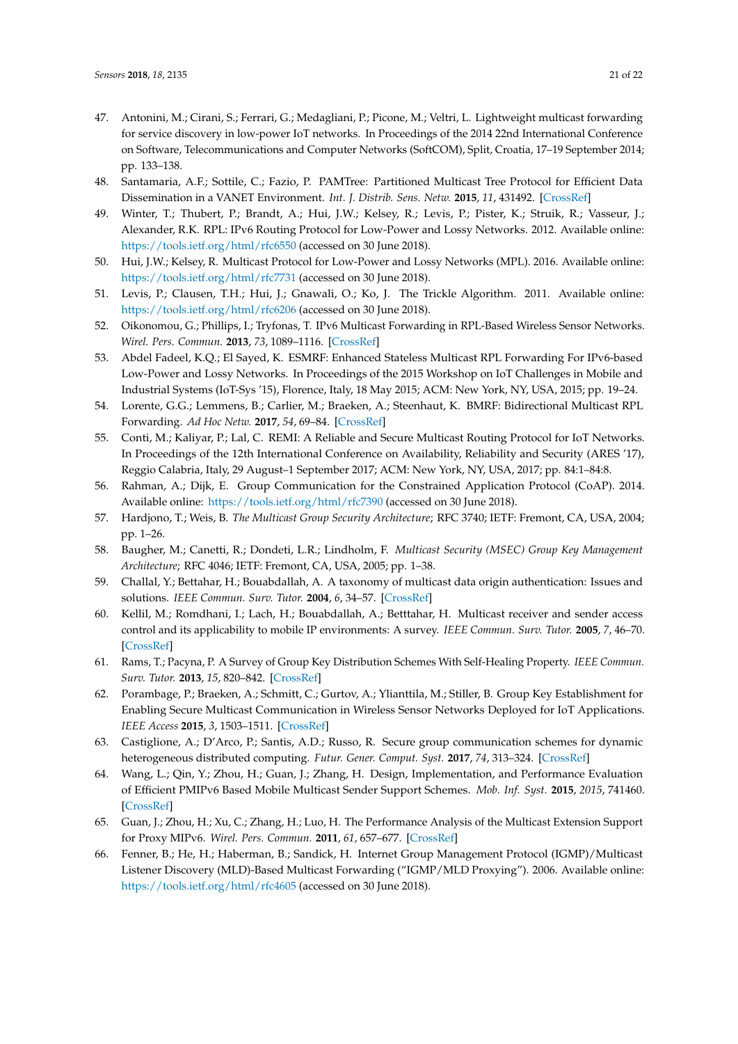47. Antonini, M.; Cirani, S.; Ferrari, G.; Medagliani, P.; Picone, M.; Veltri, L. Lightweight multicast forwarding for service discovery in low-power IoT networks. In Proceedings of the 2014 22nd International Conference on Software, Telecommunications and Computer Networks (SoftCOM), Split, Croatia, 17–19 September 2014; pp. 133–138.
48. Santamaria, A.F.; Sottile, C.; Fazio, P. PAMTree: Partitioned Multicast Tree Protocol for Efficient Data Dissemination in a VANET Environment. *Int. J. Distrib. Sens. Netw.* **2015**, *11*, 431492. [CrossRef]
49. Winter, T.; Thubert, P.; Brandt, A.; Hui, J.W.; Kelsey, R.; Levis, P.; Pister, K.; Struik, R.; Vasseur, J.; Alexander, R.K. RPL: IPv6 Routing Protocol for Low-Power and Lossy Networks. 2012. Available online: https://tools.ietf.org/html/rfc6550 (accessed on 30 June 2018).
50. Hui, J.W.; Kelsey, R. Multicast Protocol for Low-Power and Lossy Networks (MPL). 2016. Available online: https://tools.ietf.org/html/rfc7731 (accessed on 30 June 2018).
51. Levis, P.; Clausen, T.H.; Hui, J.; Gnawali, O.; Ko, J. The Trickle Algorithm. 2011. Available online: https://tools.ietf.org/html/rfc6206 (accessed on 30 June 2018).
52. Oikonomou, G.; Phillips, I.; Tryfonas, T. IPv6 Multicast Forwarding in RPL-Based Wireless Sensor Networks. *Wirel. Pers. Commun.* **2013**, *73*, 1089–1116. [CrossRef]
53. Abdel Fadeel, K.Q.; El Sayed, K. ESMRF: Enhanced Stateless Multicast RPL Forwarding For IPv6-based Low-Power and Lossy Networks. In Proceedings of the 2015 Workshop on IoT Challenges in Mobile and Industrial Systems (IoT-Sys '15), Florence, Italy, 18 May 2015; ACM: New York, NY, USA, 2015; pp. 19–24.
54. Lorente, G.G.; Lemmens, B.; Carlier, M.; Braeken, A.; Steenhaut, K. BMRF: Bidirectional Multicast RPL Forwarding. *Ad Hoc Netw.* **2017**, *54*, 69–84. [CrossRef]
55. Conti, M.; Kaliyar, P.; Lal, C. REMI: A Reliable and Secure Multicast Routing Protocol for IoT Networks. In Proceedings of the 12th International Conference on Availability, Reliability and Security (ARES '17), Reggio Calabria, Italy, 29 August–1 September 2017; ACM: New York, NY, USA, 2017; pp. 84:1–84:8.
56. Rahman, A.; Dijk, E. Group Communication for the Constrained Application Protocol (CoAP). 2014. Available online: https://tools.ietf.org/html/rfc7390 (accessed on 30 June 2018).
57. Hardjono, T.; Weis, B. *The Multicast Group Security Architecture*; RFC 3740; IETF: Fremont, CA, USA, 2004; pp. 1–26.
58. Baugher, M.; Canetti, R.; Dondeti, L.R.; Lindholm, F. *Multicast Security (MSEC) Group Key Management Architecture*; RFC 4046; IETF: Fremont, CA, USA, 2005; pp. 1–38.
59. Challal, Y.; Bettahar, H.; Bouabdallah, A. A taxonomy of multicast data origin authentication: Issues and solutions. *IEEE Commun. Surv. Tutor.* **2004**, *6*, 34–57. [CrossRef]
60. Kellil, M.; Romdhani, I.; Lach, H.; Bouabdallah, A.; Betttahar, H. Multicast receiver and sender access control and its applicability to mobile IP environments: A survey. *IEEE Commun. Surv. Tutor.* **2005**, *7*, 46–70. [CrossRef]
61. Rams, T.; Pacyna, P. A Survey of Group Key Distribution Schemes With Self-Healing Property. *IEEE Commun. Surv. Tutor.* **2013**, *15*, 820–842. [CrossRef]
62. Porambage, P.; Braeken, A.; Schmitt, C.; Gurtov, A.; Ylianttila, M.; Stiller, B. Group Key Establishment for Enabling Secure Multicast Communication in Wireless Sensor Networks Deployed for IoT Applications. *IEEE Access* **2015**, *3*, 1503–1511. [CrossRef]
63. Castiglione, A.; D'Arco, P.; Santis, A.D.; Russo, R. Secure group communication schemes for dynamic heterogeneous distributed computing. *Futur. Gener. Comput. Syst.* **2017**, *74*, 313–324. [CrossRef]
64. Wang, L.; Qin, Y.; Zhou, H.; Guan, J.; Zhang, H. Design, Implementation, and Performance Evaluation of Efficient PMIPv6 Based Mobile Multicast Sender Support Schemes. *Mob. Inf. Syst.* **2015**, *2015*, 741460. [CrossRef]
65. Guan, J.; Zhou, H.; Xu, C.; Zhang, H.; Luo, H. The Performance Analysis of the Multicast Extension Support for Proxy MIPv6. *Wirel. Pers. Commun.* **2011**, *61*, 657–677. [CrossRef]
66. Fenner, B.; He, H.; Haberman, B.; Sandick, H. Internet Group Management Protocol (IGMP)/Multicast Listener Discovery (MLD)-Based Multicast Forwarding ("IGMP/MLD Proxying"). 2006. Available online: https://tools.ietf.org/html/rfc4605 (accessed on 30 June 2018).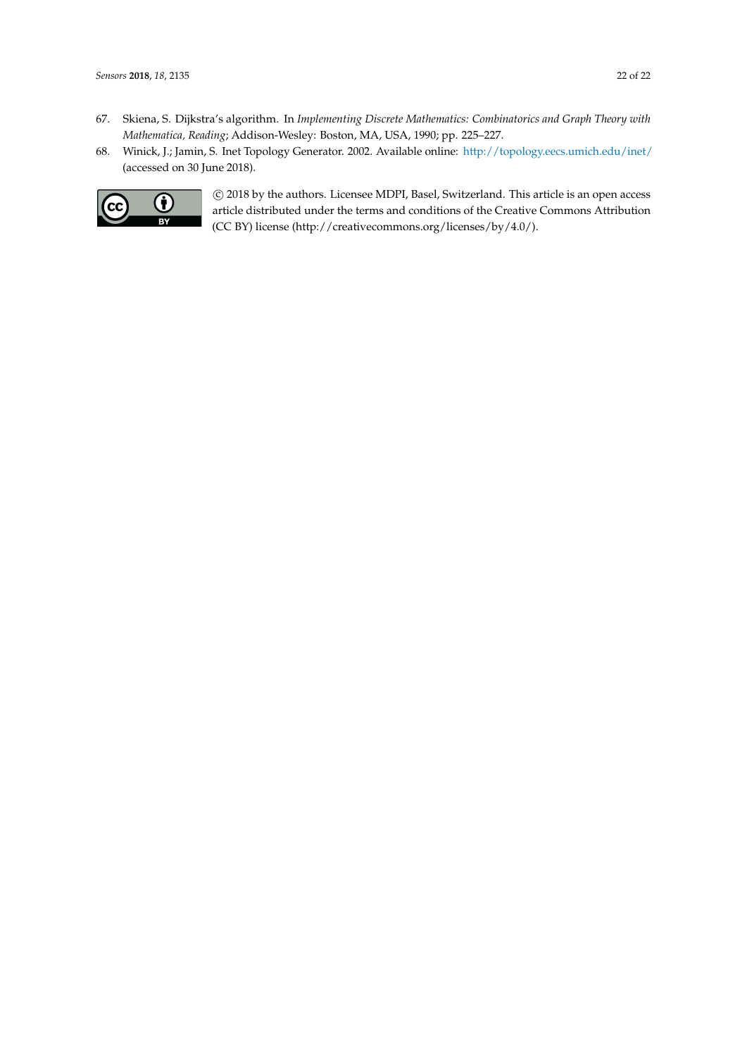67. Skiena, S. Dijkstra's algorithm. In *Implementing Discrete Mathematics: Combinatorics and Graph Theory with Mathematica, Reading*; Addison-Wesley: Boston, MA, USA, 1990; pp. 225–227.
68. Winick, J.; Jamin, S. Inet Topology Generator. 2002. Available online: http://topology.eecs.umich.edu/inet/ (accessed on 30 June 2018).

© 2018 by the authors. Licensee MDPI, Basel, Switzerland. This article is an open access article distributed under the terms and conditions of the Creative Commons Attribution (CC BY) license (http://creativecommons.org/licenses/by/4.0/).